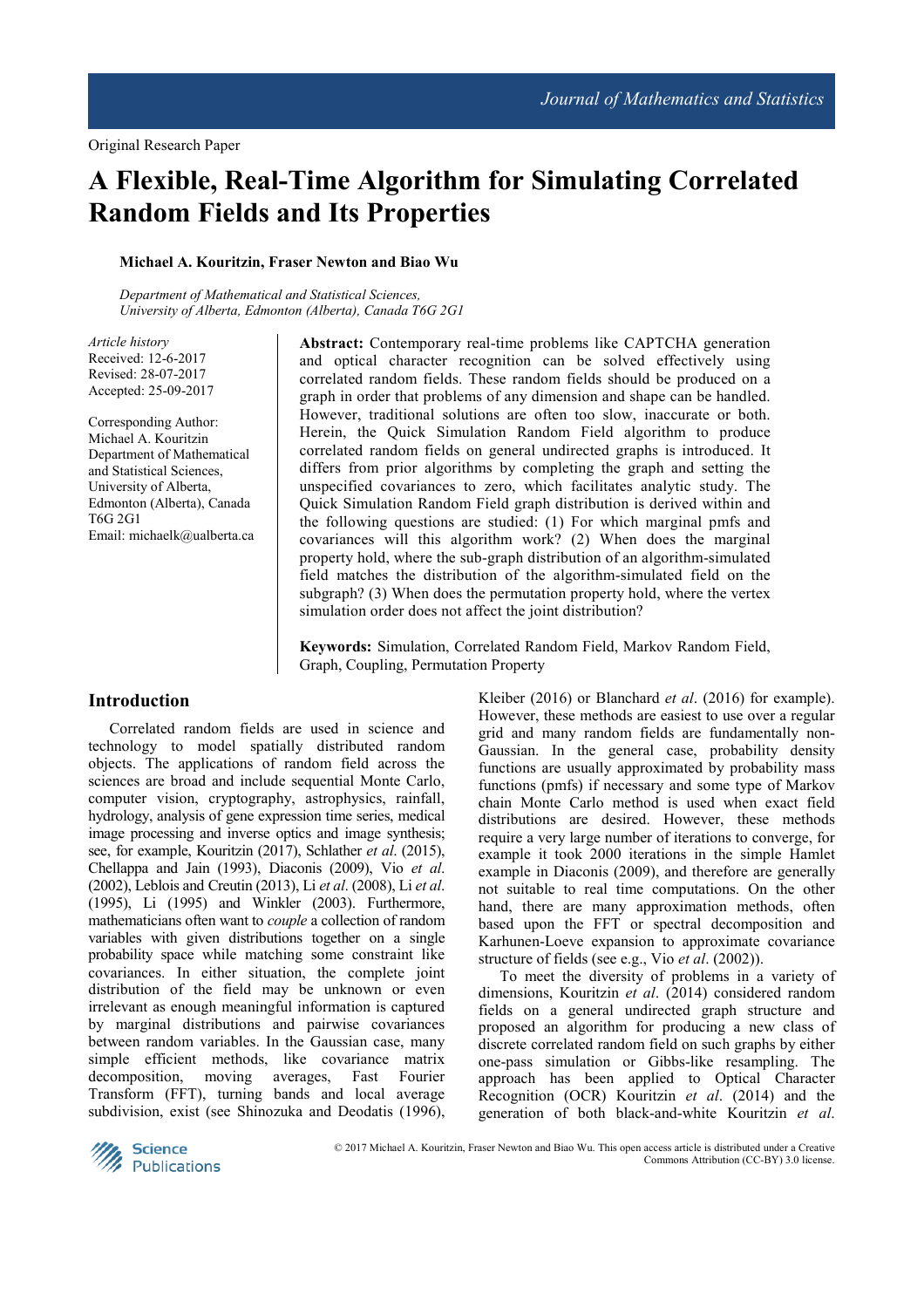Original Research Paper

# A Flexible, Real-Time Algorithm for Simulating Correlated Random Fields and Its Properties

**Michael A. Kouritzin, Fraser Newton and Biao Wu**

*Department of Mathematical and Statistical Sciences, University of Alberta, Edmonton (Alberta), Canada T6G 2G1*

*Article history*
Received: 12-6-2017
Revised: 28-07-2017
Accepted: 25-09-2017

Corresponding Author:
Michael A. Kouritzin
Department of Mathematical and Statistical Sciences,
University of Alberta,
Edmonton (Alberta), Canada
T6G 2G1
Email: michaelk@ualberta.ca

**Abstract:** Contemporary real-time problems like CAPTCHA generation and optical character recognition can be solved effectively using correlated random fields. These random fields should be produced on a graph in order that problems of any dimension and shape can be handled. However, traditional solutions are often too slow, inaccurate or both. Herein, the Quick Simulation Random Field algorithm to produce correlated random fields on general undirected graphs is introduced. It differs from prior algorithms by completing the graph and setting the unspecified covariances to zero, which facilitates analytic study. The Quick Simulation Random Field graph distribution is derived within and the following questions are studied: (1) For which marginal pmfs and covariances will this algorithm work? (2) When does the marginal property hold, where the sub-graph distribution of an algorithm-simulated field matches the distribution of the algorithm-simulated field on the subgraph? (3) When does the permutation property hold, where the vertex simulation order does not affect the joint distribution?

**Keywords:** Simulation, Correlated Random Field, Markov Random Field, Graph, Coupling, Permutation Property

## Introduction

Correlated random fields are used in science and technology to model spatially distributed random objects. The applications of random field across the sciences are broad and include sequential Monte Carlo, computer vision, cryptography, astrophysics, rainfall, hydrology, analysis of gene expression time series, medical image processing and inverse optics and image synthesis; see, for example, Kouritzin (2017), Schlather *et al*. (2015), Chellappa and Jain (1993), Diaconis (2009), Vio *et al*. (2002), Leblois and Creutin (2013), Li *et al*. (2008), Li *et al*. (1995), Li (1995) and Winkler (2003). Furthermore, mathematicians often want to *couple* a collection of random variables with given distributions together on a single probability space while matching some constraint like covariances. In either situation, the complete joint distribution of the field may be unknown or even irrelevant as enough meaningful information is captured by marginal distributions and pairwise covariances between random variables. In the Gaussian case, many simple efficient methods, like covariance matrix decomposition, moving averages, Fast Fourier Transform (FFT), turning bands and local average subdivision, exist (see Shinozuka and Deodatis (1996), Kleiber (2016) or Blanchard *et al*. (2016) for example). However, these methods are easiest to use over a regular grid and many random fields are fundamentally non-Gaussian. In the general case, probability density functions are usually approximated by probability mass functions (pmfs) if necessary and some type of Markov chain Monte Carlo method is used when exact field distributions are desired. However, these methods require a very large number of iterations to converge, for example it took 2000 iterations in the simple Hamlet example in Diaconis (2009), and therefore are generally not suitable to real time computations. On the other hand, there are many approximation methods, often based upon the FFT or spectral decomposition and Karhunen-Loeve expansion to approximate covariance structure of fields (see e.g., Vio *et al*. (2002)).

To meet the diversity of problems in a variety of dimensions, Kouritzin *et al*. (2014) considered random fields on a general undirected graph structure and proposed an algorithm for producing a new class of discrete correlated random field on such graphs by either one-pass simulation or Gibbs-like resampling. The approach has been applied to Optical Character Recognition (OCR) Kouritzin *et al*. (2014) and the generation of both black-and-white Kouritzin *et al*.

© 2017 Michael A. Kouritzin, Fraser Newton and Biao Wu. This open access article is distributed under a Creative Commons Attribution (CC-BY) 3.0 license.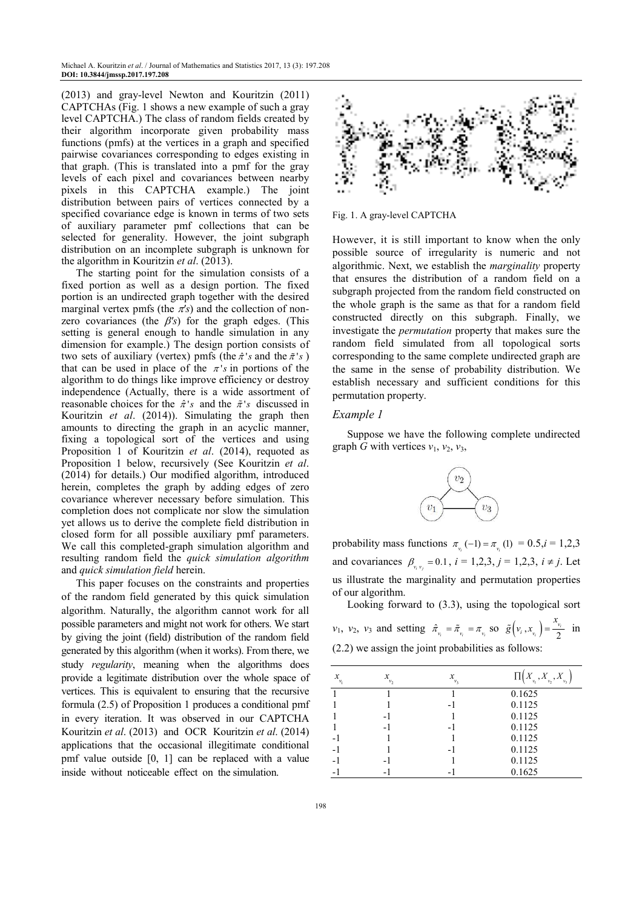(2013) and gray-level Newton and Kouritzin (2011) CAPTCHAs (Fig. 1 shows a new example of such a gray level CAPTCHA.) The class of random fields created by their algorithm incorporate given probability mass functions (pmfs) at the vertices in a graph and specified pairwise covariances corresponding to edges existing in that graph. (This is translated into a pmf for the gray levels of each pixel and covariances between nearby pixels in this CAPTCHA example.) The joint distribution between pairs of vertices connected by a specified covariance edge is known in terms of two sets of auxiliary parameter pmf collections that can be selected for generality. However, the joint subgraph distribution on an incomplete subgraph is unknown for the algorithm in Kouritzin *et al*. (2013).

The starting point for the simulation consists of a fixed portion as well as a design portion. The fixed portion is an undirected graph together with the desired marginal vertex pmfs (the $\pi$'s) and the collection of non-zero covariances (the $\beta$'s) for the graph edges. (This setting is general enough to handle simulation in any dimension for example.) The design portion consists of two sets of auxiliary (vertex) pmfs (the $\hat{\pi}$'s and the $\tilde{\pi}$'s) that can be used in place of the $\pi$'s in portions of the algorithm to do things like improve efficiency or destroy independence (Actually, there is a wide assortment of reasonable choices for the $\hat{\pi}$'s and the $\tilde{\pi}$'s discussed in Kouritzin *et al*. (2014)). Simulating the graph then amounts to directing the graph in an acyclic manner, fixing a topological sort of the vertices and using Proposition 1 of Kouritzin *et al*. (2014), requoted as Proposition 1 below, recursively (See Kouritzin *et al*. (2014) for details.) Our modified algorithm, introduced herein, completes the graph by adding edges of zero covariance wherever necessary before simulation. This completion does not complicate nor slow the simulation yet allows us to derive the complete field distribution in closed form for all possible auxiliary pmf parameters. We call this completed-graph simulation algorithm and resulting random field the *quick simulation algorithm* and *quick simulation field* herein.

This paper focuses on the constraints and properties of the random field generated by this quick simulation algorithm. Naturally, the algorithm cannot work for all possible parameters and might not work for others. We start by giving the joint (field) distribution of the random field generated by this algorithm (when it works). From there, we study *regularity*, meaning when the algorithms does provide a legitimate distribution over the whole space of vertices. This is equivalent to ensuring that the recursive formula (2.5) of Proposition 1 produces a conditional pmf in every iteration. It was observed in our CAPTCHA Kouritzin *et al*. (2013) and OCR Kouritzin *et al*. (2014) applications that the occasional illegitimate conditional pmf value outside [0, 1] can be replaced with a value inside without noticeable effect on the simulation.

Fig. 1. A gray-level CAPTCHA

However, it is still important to know when the only possible source of irregularity is numeric and not algorithmic. Next, we establish the *marginality* property that ensures the distribution of a random field on a subgraph projected from the random field constructed on the whole graph is the same as that for a random field constructed directly on this subgraph. Finally, we investigate the *permutation* property that makes sure the random field simulated from all topological sorts corresponding to the same complete undirected graph are the same in the sense of probability distribution. We establish necessary and sufficient conditions for this permutation property.

### *Example 1*

Suppose we have the following complete undirected graph $G$ with vertices $v_1$, $v_2$, $v_3$,

probability mass functions $\pi_{v_i}(-1) = \pi_{v_i}(1) = 0.5, i = 1,2,3$ and covariances $\beta_{v_i v_j} = 0.1$, $i = 1,2,3$, $j = 1,2,3$, $i \neq j$. Let us illustrate the marginality and permutation properties of our algorithm.

Looking forward to (3.3), using the topological sort $v_1$, $v_2$, $v_3$ and setting $\hat{\pi}_{v_i} = \tilde{\pi}_{v_i} = \pi_{v_i}$ so $\tilde{g}(v_i, x_{v_i}) = \frac{x_{v_i}}{2}$ in (2.2) we assign the joint probabilities as follows:

| $x_{v_1}$ | $x_{v_2}$ | $x_{v_3}$ | $\Pi(X_{v_1}, X_{v_2}, X_{v_3})$ |
|---|---|---|---|
| 1 | 1 | 1 | 0.1625 |
| 1 | 1 | -1 | 0.1125 |
| 1 | -1 | 1 | 0.1125 |
| 1 | -1 | -1 | 0.1125 |
| -1 | 1 | 1 | 0.1125 |
| -1 | 1 | -1 | 0.1125 |
| -1 | -1 | 1 | 0.1125 |
| -1 | -1 | -1 | 0.1625 |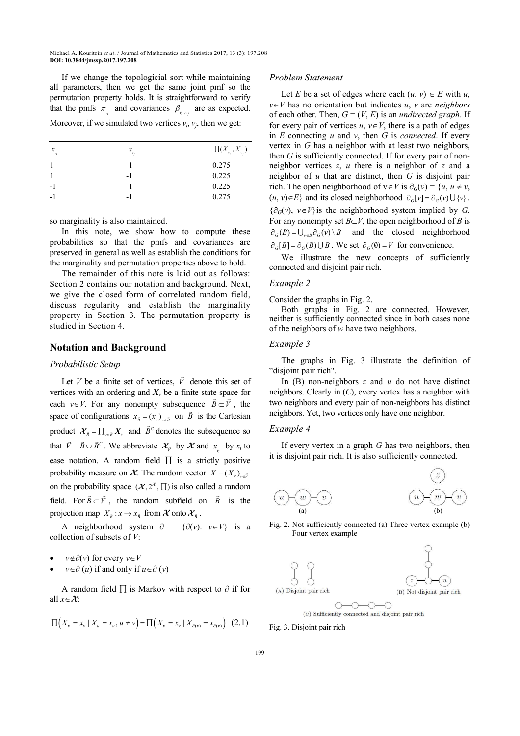If we change the topologicial sort while maintaining all parameters, then we get the same joint pmf so the permutation property holds. It is straightforward to verify that the pmfs $\pi_{v_i}$ and covariances $\beta_{v_i,v_j}$ are as expected. Moreover, if we simulated two vertices $v_i$, $v_j$, then we get:

| $x_{v_i}$ | $x_{v_j}$ | $\prod(X_{v_i}, X_{v_j})$ |
|---|---|---|
| 1 | 1 | 0.275 |
| 1 | -1 | 0.225 |
| -1 | 1 | 0.225 |
| -1 | -1 | 0.275 |

so marginality is also maintained.

In this note, we show how to compute these probabilities so that the pmfs and covariances are preserved in general as well as establish the conditions for the marginality and permutation properties above to hold.

The remainder of this note is laid out as follows: Section 2 contains our notation and background. Next, we give the closed form of correlated random field, discuss regularity and establish the marginality property in Section 3. The permutation property is studied in Section 4.

## Notation and Background

### Probabilistic Setup

Let $V$ be a finite set of vertices, $\vec{V}$ denote this set of vertices with an ordering and $\boldsymbol{X}_v$ be a finite state space for each $v \in V$. For any nonempty subsequence $\vec{B} \subset \vec{V}$, the space of configurations $x_{\vec{B}} = (x_v)_{v \in \vec{B}}$ on $\vec{B}$ is the Cartesian product $\boldsymbol{\mathcal{X}}_{\vec{B}} = \prod_{v \in \vec{B}} \boldsymbol{X}_v$ and $\vec{B}^C$ denotes the subsequence so that $\vec{V} = \vec{B} \cup \vec{B}^C$. We abbreviate $\boldsymbol{\mathcal{X}}_{\vec{V}}$ by $\boldsymbol{\mathcal{X}}$ and $x_{v_i}$ by $x_i$ to ease notation. A random field $\prod$ is a strictly positive probability measure on $\boldsymbol{\mathcal{X}}$. The random vector $X = (X_v)_{v \in \vec{V}}$ on the probability space $(\boldsymbol{\mathcal{X}}, 2^{\boldsymbol{\mathcal{X}}}, \prod)$ is also called a random field. For $\vec{B} \subset \vec{V}$, the random subfield on $\vec{B}$ is the projection map $X_{\vec{B}} : x \to x_{\vec{B}}$ from $\boldsymbol{\mathcal{X}}$ onto $\boldsymbol{\mathcal{X}}_{\vec{B}}$.

A neighborhood system $\partial = \{\partial(v): v \in V\}$ is a collection of subsets of $V$:

- $v \notin \partial(v)$ for every $v \in V$
- $v \in \partial(u)$ if and only if $u \in \partial(v)$

A random field $\prod$ is Markov with respect to $\partial$ if for all $x \in \boldsymbol{\mathcal{X}}$:

$$\prod\left(X_v = x_v \mid X_u = x_u, u \neq v\right) = \prod\left(X_v = x_v \mid X_{\partial(v)} = x_{\partial(v)}\right) \quad (2.1)$$

### Problem Statement

Let $E$ be a set of edges where each $(u, v) \in E$ with $u$, $v \in V$ has no orientation but indicates $u$, $v$ are *neighbors* of each other. Then, $G = (V, E)$ is an *undirected graph*. If for every pair of vertices $u$, $v \in V$, there is a path of edges in $E$ connecting $u$ and $v$, then $G$ is *connected*. If every vertex in $G$ has a neighbor with at least two neighbors, then $G$ is sufficiently connected. If for every pair of non-neighbor vertices $z$, $u$ there is a neighbor of $z$ and a neighbor of $u$ that are distinct, then $G$ is disjoint pair rich. The open neighborhood of $v \in V$ is $\partial_G(v) = \{u, u \neq v, (u, v) \in E\}$ and its closed neighborhood $\partial_G[v] = \partial_G(v) \cup \{v\}$. $\{\partial_G(v), v \in V\}$ is the neighborhood system implied by $G$. For any nonempty set $B \subset V$, the open neighborhood of $B$ is $\partial_G(B) = \bigcup_{v \in B} \partial_G(v) \setminus B$ and the closed neighborhood $\partial_G[B] = \partial_G(B) \cup B$. We set $\partial_G(\emptyset) = V$ for convenience.

We illustrate the new concepts of sufficiently connected and disjoint pair rich.

### Example 2

Consider the graphs in Fig. 2.

Both graphs in Fig. 2 are connected. However, neither is sufficiently connected since in both cases none of the neighbors of $w$ have two neighbors.

### Example 3

The graphs in Fig. 3 illustrate the definition of "disjoint pair rich".

In (B) non-neighbors $z$ and $u$ do not have distinct neighbors. Clearly in (*C*), every vertex has a neighbor with two neighbors and every pair of non-neighbors has distinct neighbors. Yet, two vertices only have one neighbor.

### Example 4

If every vertex in a graph $G$ has two neighbors, then it is disjoint pair rich. It is also sufficiently connected.

Fig. 2. Not sufficiently connected (a) Three vertex example (b) Four vertex example

Fig. 3. Disjoint pair rich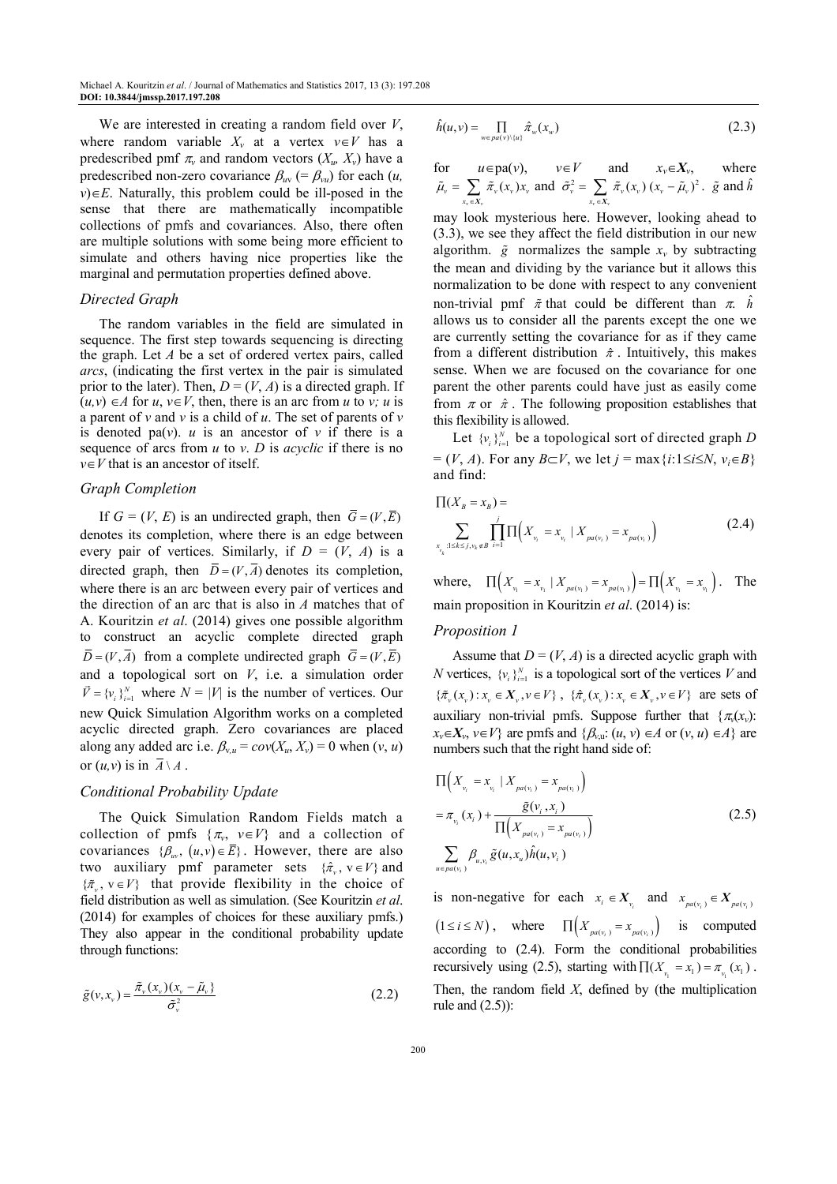We are interested in creating a random field over $V$, where random variable $X_v$ at a vertex $v \in V$ has a predescribed pmf $\pi_v$ and random vectors $(X_u, X_v)$ have a predescribed non-zero covariance $\beta_{uv}$ (= $\beta_{vu}$) for each $(u, v) \in E$. Naturally, this problem could be ill-posed in the sense that there are mathematically incompatible collections of pmfs and covariances. Also, there often are multiple solutions with some being more efficient to simulate and others having nice properties like the marginal and permutation properties defined above.

### Directed Graph

The random variables in the field are simulated in sequence. The first step towards sequencing is directing the graph. Let $A$ be a set of ordered vertex pairs, called *arcs*, (indicating the first vertex in the pair is simulated prior to the later). Then, $D = (V, A)$ is a directed graph. If $(u, v) \in A$ for $u, v \in V$, then, there is an arc from $u$ to $v$; $u$ is a parent of $v$ and $v$ is a child of $u$. The set of parents of $v$ is denoted pa($v$). $u$ is an ancestor of $v$ if there is a sequence of arcs from $u$ to $v$. $D$ is *acyclic* if there is no $v \in V$ that is an ancestor of itself.

### Graph Completion

If $G = (V, E)$ is an undirected graph, then $\overline{G} = (V, \overline{E})$ denotes its completion, where there is an edge between every pair of vertices. Similarly, if $D = (V, A)$ is a directed graph, then $\overline{D} = (V, \overline{A})$ denotes its completion, where there is an arc between every pair of vertices and the direction of an arc that is also in $A$ matches that of A. Kouritzin *et al*. (2014) gives one possible algorithm to construct an acyclic complete directed graph $\overline{D} = (V, \overline{A})$ from a complete undirected graph $\overline{G} = (V, \overline{E})$ and a topological sort on $V$, i.e. a simulation order $\vec{V} = \{v_i\}_{i=1}^N$ where $N = |V|$ is the number of vertices. Our new Quick Simulation Algorithm works on a completed acyclic directed graph. Zero covariances are placed along any added arc i.e. $\beta_{v,u} = cov(X_u, X_v) = 0$ when $(v, u)$ or $(u, v)$ is in $\overline{A} \setminus A$.

### Conditional Probability Update

The Quick Simulation Random Fields match a collection of pmfs $\{\pi_v, v \in V\}$ and a collection of covariances $\{\beta_{uv}, (u, v) \in \overline{E}\}$. However, there are also two auxiliary pmf parameter sets $\{\hat{\pi}_v, v \in V\}$ and $\{\tilde{\pi}_v, v \in V\}$ that provide flexibility in the choice of field distribution as well as simulation. (See Kouritzin *et al*. (2014) for examples of choices for these auxiliary pmfs.) They also appear in the conditional probability update through functions:

$$\tilde{g}(v, x_v) = \frac{\tilde{\pi}_v(x_v)(x_v - \tilde{\mu}_v)}{\tilde{\sigma}_v^2} \tag{2.2}$$

$$\hat{h}(u, v) = \prod_{w \in pa(v) \setminus \{u\}} \hat{\pi}_w(x_w) \tag{2.3}$$

for $u \in \text{pa}(v)$, $v \in V$ and $x_v \in \boldsymbol{X}_v$, where $\tilde{\mu}_v = \sum_{x_v \in \boldsymbol{X}_v} \tilde{\pi}_v(x_v) x_v$ and $\tilde{\sigma}_v^2 = \sum_{x_v \in \boldsymbol{X}_v} \tilde{\pi}_v(x_v)(x_v - \tilde{\mu}_v)^2$. $\tilde{g}$ and $\hat{h}$ may look mysterious here. However, looking ahead to (3.3), we see they affect the field distribution in our new algorithm. $\tilde{g}$ normalizes the sample $x_v$ by subtracting the mean and dividing by the variance but it allows this normalization to be done with respect to any convenient non-trivial pmf $\tilde{\pi}$ that could be different than $\pi$. $\hat{h}$ allows us to consider all the parents except the one we are currently setting the covariance for as if they came from a different distribution $\hat{\pi}$. Intuitively, this makes sense. When we are focused on the covariance for one parent the other parents could have just as easily come from $\pi$ or $\hat{\pi}$. The following proposition establishes that this flexibility is allowed.

Let $\{v_i\}_{i=1}^N$ be a topological sort of directed graph $D = (V, A)$. For any $B \subset V$, we let $j = \max\{i: 1 \le i \le N, v_i \in B\}$ and find:

$$\prod(X_B = x_B) = \sum_{x_{v_k}: 1 \le k \le j, v_k \notin B} \prod_{i=1}^{j} \prod\left(X_{v_i} = x_{v_i} \mid X_{pa(v_i)} = x_{pa(v_i)}\right) \tag{2.4}$$

where, $\prod\left(X_{v_1} = x_{v_1} \mid X_{pa(v_1)} = x_{pa(v_1)}\right) = \prod\left(X_{v_1} = x_{v_1}\right)$. The main proposition in Kouritzin *et al*. (2014) is:

### Proposition 1

Assume that $D = (V, A)$ is a directed acyclic graph with $N$ vertices, $\{v_i\}_{i=1}^N$ is a topological sort of the vertices $V$ and $\{\tilde{\pi}_v(x_v): x_v \in \boldsymbol{X}_v, v \in V\}$, $\{\hat{\pi}_v(x_v): x_v \in \boldsymbol{X}_v, v \in V\}$ are sets of auxiliary non-trivial pmfs. Suppose further that $\{\pi_v(x_v): x_v \in \boldsymbol{X}_v, v \in V\}$ are pmfs and $\{\beta_{v,u}: (u, v) \in A \text{ or } (v, u) \in A\}$ are numbers such that the right hand side of:

$$\prod\left(X_{v_i} = x_{v_i} \mid X_{pa(v_i)} = x_{pa(v_i)}\right) = \pi_{v_i}(x_i) + \frac{\tilde{g}(v_i, x_i)}{\prod\left(X_{pa(v_i)} = x_{pa(v_i)}\right)} \sum_{u \in pa(v_i)} \beta_{u,v_i} \tilde{g}(u, x_u) \hat{h}(u, v_i) \tag{2.5}$$

is non-negative for each $x_i \in \boldsymbol{X}_{v_i}$ and $x_{pa(v_i)} \in \boldsymbol{X}_{pa(v_i)}$ $(1 \le i \le N)$, where $\prod\left(X_{pa(v_i)} = x_{pa(v_i)}\right)$ is computed according to (2.4). Form the conditional probabilities recursively using (2.5), starting with $\prod(X_{v_1} = x_1) = \pi_{v_1}(x_1)$. Then, the random field $X$, defined by (the multiplication rule and (2.5)):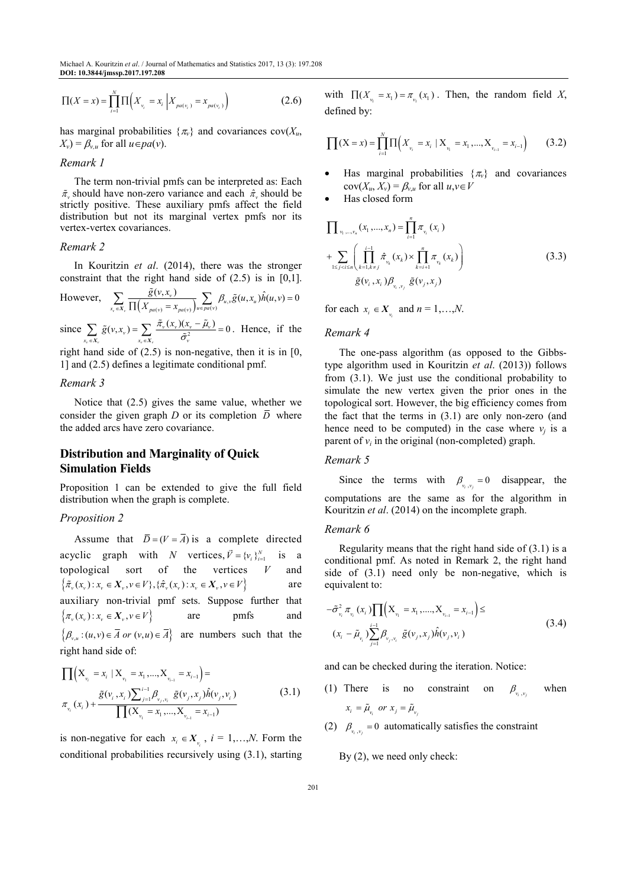$$\prod(X=x)=\prod_{i=1}^{N}\prod\left(X_{v_i}=x_i \,\middle|\, X_{pa(v_i)}=x_{pa(v_i)}\right) \tag{2.6}$$

has marginal probabilities $\{\pi_v\}$ and covariances $\text{cov}(X_u, X_v) = \beta_{v,u}$ for all $u \in pa(v)$.

### Remark 1

The term non-trivial pmfs can be interpreted as: Each $\tilde{\pi}_v$ should have non-zero variance and each $\hat{\pi}_v$ should be strictly positive. These auxiliary pmfs affect the field distribution but not its marginal vertex pmfs nor its vertex-vertex covariances.

### Remark 2

In Kouritzin *et al*. (2014), there was the stronger constraint that the right hand side of (2.5) is in [0,1]. However, $\sum_{x_v \in \boldsymbol{X}_v} \frac{\tilde{g}(v,x_v)}{\prod\left(X_{pa(v)}=x_{pa(v)}\right)} \sum_{u \in pa(v)} \beta_{u,v}\tilde{g}(u,x_u)\hat{h}(u,v)=0$ since $\sum_{x_v \in \boldsymbol{X}_v}\tilde{g}(v,x_v)=\sum_{x_v \in \boldsymbol{X}_v}\frac{\tilde{\pi}_v(x_v)(x_v-\tilde{\mu}_v)}{\tilde{\sigma}_v^2}=0$. Hence, if the right hand side of (2.5) is non-negative, then it is in [0, 1] and (2.5) defines a legitimate conditional pmf.

### Remark 3

Notice that (2.5) gives the same value, whether we consider the given graph $D$ or its completion $\bar{D}$ where the added arcs have zero covariance.

## Distribution and Marginality of Quick Simulation Fields

Proposition 1 can be extended to give the full field distribution when the graph is complete.

### Proposition 2

Assume that $\bar{D}=(V=\bar{A})$ is a complete directed acyclic graph with $N$ vertices, $\vec{V}=\{v_i\}_{i=1}^N$ is a topological sort of the vertices $V$ and $\left\{\tilde{\pi}_v(x_v): x_v \in \boldsymbol{X}_v, v \in V\right\}, \{\hat{\pi}_v(x_v): x_v \in \boldsymbol{X}_v, v \in V\}$ are auxiliary non-trivial pmf sets. Suppose further that $\left\{\pi_v(x_v): x_v \in \boldsymbol{X}_v, v \in V\right\}$ are pmfs and $\left\{\beta_{v,u}: (u,v) \in \bar{A} \text{ or } (v,u) \in \bar{A}\right\}$ are numbers such that the right hand side of:

$$\prod\left(X_{v_i}=x_i \mid X_{v_1}=x_1,...,X_{v_{i-1}}=x_{i-1}\right)= \pi_{v_i}(x_i)+\frac{\tilde{g}(v_i,x_i)\sum_{j=1}^{i-1}\beta_{v_j,v_i}\tilde{g}(v_j,x_j)\hat{h}(v_j,v_i)}{\prod(X_{v_1}=x_1,...,X_{v_{i-1}}=x_{i-1})} \tag{3.1}$$

is non-negative for each $x_i \in \boldsymbol{X}_{v_i}$, $i = 1,…,N$. Form the conditional probabilities recursively using (3.1), starting with $\prod(X_{v_1}=x_1)=\pi_{v_1}(x_1)$. Then, the random field $X$, defined by:

$$\prod(X=x)=\prod_{i=1}^{N}\prod\left(X_{v_i}=x_i \mid X_{v_1}=x_1,...,X_{v_{i-1}}=x_{i-1}\right) \tag{3.2}$$

- Has marginal probabilities $\{\pi_v\}$ and covariances $\text{cov}(X_u, X_v) = \beta_{v,u}$ for all $u,v \in V$
- Has closed form

$$\prod_{v_1,...,v_n}(x_1,...,x_n)=\prod_{i=1}^{n}\pi_{v_i}(x_i) + \sum_{1 \le j < i \le n}\left(\prod_{k=1,k\neq j}^{i-1}\hat{\pi}_{v_k}(x_k)\times\prod_{k=i+1}^{n}\pi_{v_k}(x_k)\right) \tilde{g}(v_i,x_i)\beta_{v_i,v_j}\tilde{g}(v_j,x_j) \tag{3.3}$$

for each $x_i \in \boldsymbol{X}_{v_i}$ and $n = 1,…,N$.

### Remark 4

The one-pass algorithm (as opposed to the Gibbs-type algorithm used in Kouritzin *et al*. (2013)) follows from (3.1). We just use the conditional probability to simulate the new vertex given the prior ones in the topological sort. However, the big efficiency comes from the fact that the terms in (3.1) are only non-zero (and hence need to be computed) in the case where $v_j$ is a parent of $v_i$ in the original (non-completed) graph.

### Remark 5

Since the terms with $\beta_{v_i,v_j}=0$ disappear, the computations are the same as for the algorithm in Kouritzin *et al*. (2014) on the incomplete graph.

### Remark 6

Regularity means that the right hand side of (3.1) is a conditional pmf. As noted in Remark 2, the right hand side of (3.1) need only be non-negative, which is equivalent to:

$$-\tilde{\sigma}_{v_i}^2\pi_{v_i}(x_i)\prod\left(X_{v_1}=x_1,....,X_{v_{i-1}}=x_{i-1}\right) \le (x_i-\tilde{\mu}_{v_i})\sum_{j=1}^{i-1}\beta_{v_j,v_i}\tilde{g}(v_j,x_j)\hat{h}(v_j,v_i) \tag{3.4}$$

and can be checked during the iteration. Notice:

(1) There is no constraint on $\beta_{v_i,v_j}$ when $x_i=\tilde{\mu}_{v_i}$ or $x_j=\tilde{\mu}_{v_j}$

(2) $\beta_{v_i,v_j}=0$ automatically satisfies the constraint

By (2), we need only check: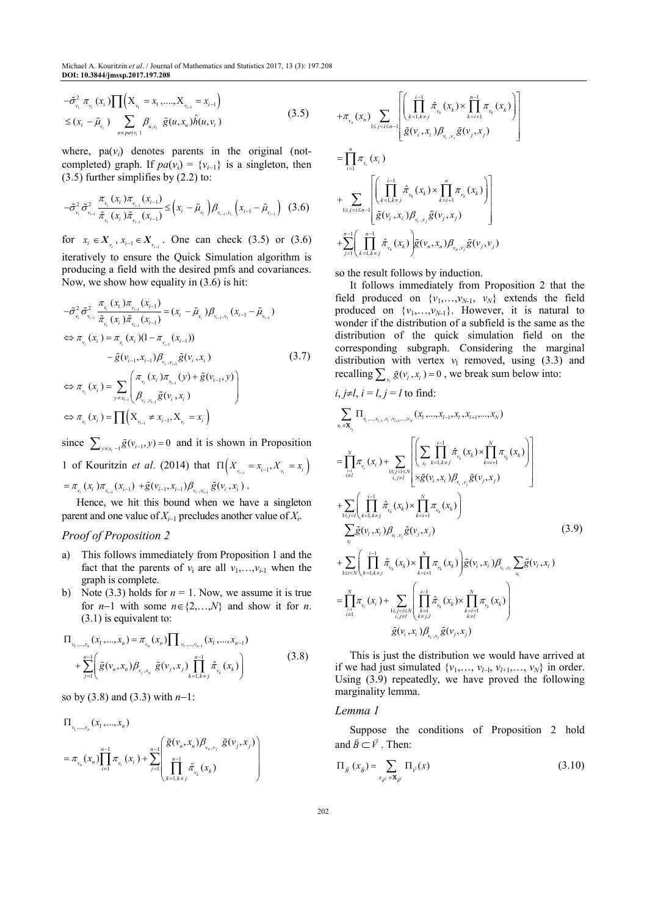$$-\tilde{\sigma}_{v_i}^2\,\pi_{v_i}(x_i)\prod\left(X_{v_1}=x_1,\ldots,X_{v_{i-1}}=x_{i-1}\right) \le (x_i-\tilde{\mu}_{v_i})\sum_{u\in pa(v_i)}\beta_{u,v_i}\,\tilde{g}(u,x_u)\hat{h}(u,v_i) \tag{3.5}$$

where, $pa(v_i)$ denotes parents in the original (not-completed) graph. If $pa(v_i) = \{v_{i-1}\}$ is a singleton, then (3.5) further simplifies by (2.2) to:

$$-\tilde{\sigma}_{v_i}^2\tilde{\sigma}_{v_{i-1}}^2\frac{\pi_{v_i}(x_i)\pi_{v_{i-1}}(x_{i-1})}{\tilde{\pi}_{v_i}(x_i)\tilde{\pi}_{v_{i-1}}(x_{i-1})} \le \left(x_i-\tilde{\mu}_{v_i}\right)\beta_{v_{i-1},v_i}\left(x_{i-1}-\tilde{\mu}_{v_{i-1}}\right) \tag{3.6}$$

for $x_i \in \boldsymbol{X}_{v_i}$, $x_{i-1}\in \boldsymbol{X}_{v_{i-1}}$. One can check (3.5) or (3.6) iteratively to ensure the Quick Simulation algorithm is producing a field with the desired pmfs and covariances. Now, we show how equality in (3.6) is hit:

$$\begin{aligned}
&-\tilde{\sigma}_{v_i}^2\tilde{\sigma}_{v_{i-1}}^2\frac{\pi_{v_i}(x_i)\pi_{v_{i-1}}(x_{i-1})}{\tilde{\pi}_{v_i}(x_i)\tilde{\pi}_{v_{i-1}}(x_{i-1})} = (x_i-\tilde{\mu}_{v_i})\beta_{v_{i-1},v_i}(x_{i-1}-\tilde{\mu}_{v_{i-1}})\\
&\Leftrightarrow \pi_{v_i}(x_i) = \pi_{v_i}(x_i)(1-\pi_{v_{i-1}}(x_{i-1})) - \tilde{g}(v_{i-1},x_{i-1})\beta_{v_i,v_{i-1}}\tilde{g}(v_i,x_i)\\
&\Leftrightarrow \pi_{v_i}(x_i) = \sum_{y\neq x_{i-1}}\left(\begin{array}{c}\pi_{v_i}(x_i)\pi_{v_{i-1}}(y)+\tilde{g}(v_{i-1},y)\\ \beta_{v_i,v_{i-1}}\tilde{g}(v_i,x_i)\end{array}\right)\\
&\Leftrightarrow \pi_{v_i}(x_i) = \prod\left(X_{v_{i-1}}\neq x_{i-1}, X_{v_i}=x_i\right)
\end{aligned} \tag{3.7}$$

since $\sum_{y\neq x_{i-1}}\tilde{g}(v_{i-1},y)=0$ and it is shown in Proposition 1 of Kouritzin *et al*. (2014) that $\Pi\left(X_{v_{i-1}}=x_{i-1},X_{v_i}=x_i\right) = \pi_{v_i}(x_i)\pi_{v_{i-1}}(x_{i-1}) + \tilde{g}(v_{i-1},x_{i-1})\beta_{v_i,v_{i-1}}\tilde{g}(v_i,x_i)$.

Hence, we hit this bound when we have a singleton parent and one value of $X_{i-1}$ precludes another value of $X_i$.

### *Proof of Proposition 2*

a) This follows immediately from Proposition 1 and the fact that the parents of $v_i$ are all $v_1,\ldots,v_{i-1}$ when the graph is complete.

b) Note (3.3) holds for $n = 1$. Now, we assume it is true for $n-1$ with some $n\in\{2,\ldots,N\}$ and show it for $n$. (3.1) is equivalent to:

$$\Pi_{v_1,\ldots,v_n}(x_1,\ldots,x_n) = \pi_{v_n}(x_n)\prod_{v_1,\ldots,v_{n-1}}(x_1,\ldots,x_{n-1}) + \sum_{j=1}^{n-1}\left(\tilde{g}(v_n,x_n)\beta_{v_j,v_n}\,\tilde{g}(v_j,x_j)\prod_{k=1,k\neq j}^{n-1}\hat{\pi}_{v_k}(x_k)\right) \tag{3.8}$$

so by (3.8) and (3.3) with $n-1$:

$$\begin{aligned}
&\Pi_{v_1,\ldots,v_n}(x_1,\ldots,x_n)\\
&= \pi_{v_n}(x_n)\prod_{i=1}^{n-1}\pi_{v_i}(x_i) + \sum_{j=1}^{n-1}\left(\begin{array}{c}\tilde{g}(v_n,x_n)\beta_{v_n,v_j}\,\tilde{g}(v_j,x_j)\\ \prod_{k=1,k\neq j}^{n-1}\hat{\pi}_{v_k}(x_k)\end{array}\right)\\
&+\pi_{v_n}(x_n)\sum_{1\le j<i\le n-1}\left[\begin{array}{c}\left(\prod_{k=1,k\neq j}^{i-1}\hat{\pi}_{v_k}(x_k)\times\prod_{k=i+1}^{n-1}\pi_{v_k}(x_k)\right)\\ \tilde{g}(v_i,x_i)\beta_{v_i,v_j}\tilde{g}(v_j,x_j)\end{array}\right]\\
&= \prod_{i=1}^{n}\pi_{v_i}(x_i)\\
&+\sum_{1\le j<i\le n-1}\left[\begin{array}{c}\left(\prod_{k=1,k\neq j}^{i-1}\hat{\pi}_{v_k}(x_k)\times\prod_{k=i+1}^{n}\pi_{v_k}(x_k)\right)\\ \tilde{g}(v_i,x_i)\beta_{v_i,v_j}\tilde{g}(v_j,x_j)\end{array}\right]\\
&+\sum_{j=1}^{n-1}\left(\prod_{k=1,k\neq j}^{n-1}\hat{\pi}_{v_k}(x_k)\right)\tilde{g}(v_n,x_n)\beta_{v_n,v_j}\tilde{g}(v_j,v_j)
\end{aligned}$$

so the result follows by induction.

It follows immediately from Proposition 2 that the field produced on $\{v_1,\ldots,v_{N-1}, v_N\}$ extends the field produced on $\{v_1,\ldots,v_{N-1}\}$. However, it is natural to wonder if the distribution of a subfield is the same as the distribution of the quick simulation field on the corresponding subgraph. Considering the marginal distribution with vertex $v_l$ removed, using (3.3) and recalling $\sum_{x_l}\tilde{g}(v_l,x_l)=0$, we break sum below into:

$i, j\neq l$, $i = l$, $j = l$ to find:

$$\begin{aligned}
&\sum_{x_l\in\mathbf{X}_{v_l}}\Pi_{v_1,\ldots,v_{l-1},v_l,v_{l+1},\ldots,v_N}(x_1,\ldots,x_{l-1},x_l,x_{l+1},\ldots,x_N)\\
&=\prod_{\substack{i=1\\ i\neq l}}^{N}\pi_{v_i}(x_i)+\sum_{\substack{1\le j<i\le N\\ i,j\neq l}}\left[\begin{array}{c}\left(\sum_{x_l}\prod_{k=1,k\neq j}^{i-1}\hat{\pi}_{v_k}(x_k)\times\prod_{k=i+1}^{N}\pi_{v_k}(x_k)\right)\\ \times\tilde{g}(v_i,x_i)\beta_{v_i,v_j}\tilde{g}(v_j,x_j)\end{array}\right]\\
&+\sum_{1\le j<l}\left(\prod_{k=1,k\neq j}^{i-1}\hat{\pi}_{v_k}(x_k)\times\prod_{k=i+1}^{N}\pi_{v_k}(x_k)\right)\\
&\quad\sum_{x_l}\tilde{g}(v_l,x_l)\beta_{v_l,v_j}\tilde{g}(v_j,x_j)\\
&+\sum_{1\le i<N}\left(\prod_{k=1,k\neq j}^{i-1}\hat{\pi}_{v_k}(x_k)\times\prod_{k=i+1}^{N}\pi_{v_k}(x_k)\right)\tilde{g}(v_i,x_i)\beta_{v_i,v_l}\sum_{x_l}\tilde{g}(v_l,x_l)\\
&=\prod_{\substack{i=1\\ i\neq l}}^{N}\pi_{v_i}(x_i)+\sum_{\substack{1\le j<i\le N\\ i,j\neq l}}\left(\begin{array}{c}\prod_{\substack{k=1\\ k\neq j,l}}^{i-1}\hat{\pi}_{v_k}(x_k)\times\prod_{\substack{k=i+1\\ k\neq l}}^{N}\pi_{v_k}(x_k)\\ \tilde{g}(v_i,x_i)\beta_{v_i,v_j}\tilde{g}(v_j,x_j)\end{array}\right)
\end{aligned} \tag{3.9}$$

This is just the distribution we would have arrived at if we had just simulated $\{v_1,\ldots, v_{l-1}, v_{l+1},\ldots, v_N\}$ in order. Using (3.9) repeatedly, we have proved the following marginality lemma.

### *Lemma 1*

Suppose the conditions of Proposition 2 hold and $\vec{B}\subset\vec{V}$. Then:

$$\Pi_{\vec{B}}(x_{\vec{B}}) = \sum_{x_{\vec{B}^C}\in\mathbf{X}_{\vec{B}^C}}\Pi_{\vec{V}}(x) \tag{3.10}$$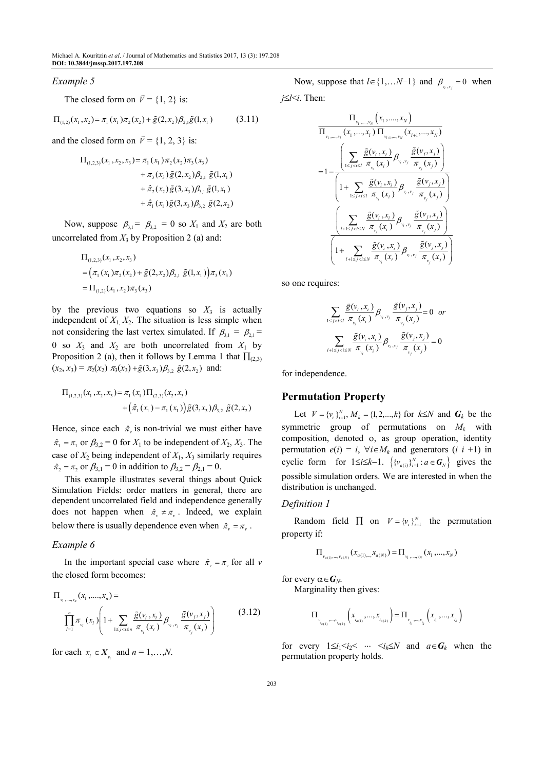### Example 5

The closed form on $\vec{V} = \{1, 2\}$ is:

$$\Pi_{(1,2)}(x_1, x_2) = \pi_1(x_1)\pi_2(x_2) + \tilde{g}(2, x_2)\beta_{2,1}\tilde{g}(1, x_1) \tag{3.11}$$

and the closed form on $\vec{V} = \{1, 2, 3\}$ is:

$$\begin{aligned}\Pi_{(1,2,3)}(x_1, x_2, x_3) &= \pi_1(x_1)\pi_2(x_2)\pi_3(x_3) \\ &+ \pi_3(x_3)\tilde{g}(2, x_2)\beta_{2,1}\tilde{g}(1, x_1) \\ &+ \hat{\pi}_2(x_2)\tilde{g}(3, x_3)\beta_{3,1}\tilde{g}(1, x_1) \\ &+ \hat{\pi}_1(x_1)\tilde{g}(3, x_3)\beta_{3,2}\tilde{g}(2, x_2)\end{aligned}$$

Now, suppose $\beta_{3,1} = \beta_{3,2} = 0$ so $X_1$ and $X_2$ are both uncorrelated from $X_3$ by Proposition 2 (a) and:

$$\begin{aligned}&\Pi_{(1,2,3)}(x_1, x_2, x_3) \\ &= \left(\pi_1(x_1)\pi_2(x_2) + \tilde{g}(2, x_2)\beta_{2,1}\tilde{g}(1, x_1)\right)\pi_3(x_3) \\ &= \Pi_{(1,2)}(x_1, x_2)\pi_3(x_3)\end{aligned}$$

by the previous two equations so $X_3$ is actually independent of $X_1, X_2$. The situation is less simple when not considering the last vertex simulated. If $\beta_{3,1} = \beta_{2,1} = 0$ so $X_3$ and $X_2$ are both uncorrelated from $X_1$ by Proposition 2 (a), then it follows by Lemma 1 that $\Pi_{(2,3)}(x_2, x_3) = \pi_2(x_2)\pi_3(x_3) + \tilde{g}(3, x_3)\beta_{3,2}\tilde{g}(2, x_2)$ and:

$$\begin{aligned}\Pi_{(1,2,3)}(x_1, x_2, x_3) &= \pi_1(x_1)\Pi_{(2,3)}(x_2, x_3) \\ &+ \left(\hat{\pi}_1(x_1) - \pi_1(x_1)\right)\tilde{g}(3, x_3)\beta_{3,2}\tilde{g}(2, x_2)\end{aligned}$$

Hence, since each $\hat{\pi}_v$ is non-trivial we must either have $\hat{\pi}_1 = \pi_1$ or $\beta_{3,2} = 0$ for $X_1$ to be independent of $X_2, X_3$. The case of $X_2$ being independent of $X_1, X_3$ similarly requires $\hat{\pi}_2 = \pi_2$ or $\beta_{3,1} = 0$ in addition to $\beta_{3,2} = \beta_{2,1} = 0$.

This example illustrates several things about Quick Simulation Fields: order matters in general, there are dependent uncorrelated field and independence generally does not happen when $\hat{\pi}_v \neq \pi_v$. Indeed, we explain below there is usually dependence even when $\hat{\pi}_v = \pi_v$.

### Example 6

In the important special case where $\hat{\pi}_v = \pi_v$ for all $v$ the closed form becomes:

$$\Pi_{v_1,\ldots,v_n}(x_1,\ldots,x_n) = \prod_{l=1}^{n}\pi_{v_l}(x_l)\left(1 + \sum_{1\le j<i\le n}\frac{\tilde{g}(v_i, x_i)}{\pi_{v_i}(x_i)}\beta_{v_i,v_j}\frac{\tilde{g}(v_j, x_j)}{\pi_{v_j}(x_j)}\right) \tag{3.12}$$

for each $x_i \in \boldsymbol{X}_{v_i}$ and $n = 1,\ldots,N$.

Now, suppose that $l\in\{1,\ldots N-1\}$ and $\beta_{v_i,v_j} = 0$ when $j\le l<i$. Then:

$$\begin{aligned}&\frac{\Pi_{v_1,\ldots,v_N}(x_1,\ldots,x_N)}{\Pi_{v_1,\ldots,v_l}(x_1,\ldots,x_l)\,\Pi_{v_{l+1},\ldots,v_N}(x_{l+1},\ldots,x_N)} \\ &= 1 - \frac{\left(\sum_{1\le j<i\le l}\frac{\tilde{g}(v_i, x_i)}{\pi_{v_i}(x_i)}\beta_{v_i,v_j}\frac{\tilde{g}(v_j, x_j)}{\pi_{v_j}(x_j)}\right)}{\left(1 + \sum_{1\le j<i\le l}\frac{\tilde{g}(v_i, x_i)}{\pi_{v_i}(x_i)}\beta_{v_i,v_j}\frac{\tilde{g}(v_j, x_j)}{\pi_{v_j}(x_j)}\right)} \frac{\left(\sum_{l+1\le j<i\le N}\frac{\tilde{g}(v_i, x_i)}{\pi_{v_i}(x_i)}\beta_{v_i,v_j}\frac{\tilde{g}(v_j, x_j)}{\pi_{v_j}(x_j)}\right)}{\left(1 + \sum_{l+1\le j<i\le N}\frac{\tilde{g}(v_i, x_i)}{\pi_{v_i}(x_i)}\beta_{v_i,v_j}\frac{\tilde{g}(v_j, x_j)}{\pi_{v_j}(x_j)}\right)}\end{aligned}$$

so one requires:

$$\sum_{1\le j<i\le l}\frac{\tilde{g}(v_i, x_i)}{\pi_{v_i}(x_i)}\beta_{v_i,v_j}\frac{\tilde{g}(v_j, x_j)}{\pi_{v_j}(x_j)} = 0 \quad or$$

$$\sum_{l+1\le j<i\le N}\frac{\tilde{g}(v_i, x_i)}{\pi_{v_i}(x_i)}\beta_{v_i,v_j}\frac{\tilde{g}(v_j, x_j)}{\pi_{v_j}(x_j)} = 0$$

for independence.

## Permutation Property

Let $V = \{v_i\}_{i=1}^N$, $M_k = \{1,2,\ldots,k\}$ for $k\le N$ and $\boldsymbol{G}_k$ be the symmetric group of permutations on $M_k$ with composition, denoted $\circ$, as group operation, identity permutation $e(i) = i$, $\forall i\in M_k$ and generators $(i\ i+1)$ in cyclic form for $1\le i\le k-1$. $\left\{\{v_{a(i)}\}_{i=1}^N : a\in\boldsymbol{G}_N\right\}$ gives the possible simulation orders. We are interested in when the distribution is unchanged.

### Definition 1

Random field $\Pi$ on $V = \{v_i\}_{i=1}^N$ the permutation property if:

$$\Pi_{v_{a(1)},\ldots,v_{a(N)}}(x_{a(1)},\ldots,x_{a(N)}) = \Pi_{v_1,\ldots,v_N}(x_1,\ldots,x_N)$$

for every $\alpha\in\boldsymbol{G}_N$.

Marginality then gives:

$$\Pi_{v_{i_{a(1)}},\ldots,v_{i_{a(k)}}}\left(x_{i_{a(1)}},\ldots,x_{i_{a(k)}}\right) = \Pi_{v_{i_1},\ldots,v_{i_k}}\left(x_{i_1},\ldots,x_{i_k}\right)$$

for every $1\le i_1<i_2<\cdots<i_k\le N$ and $a\in\boldsymbol{G}_k$ when the permutation property holds.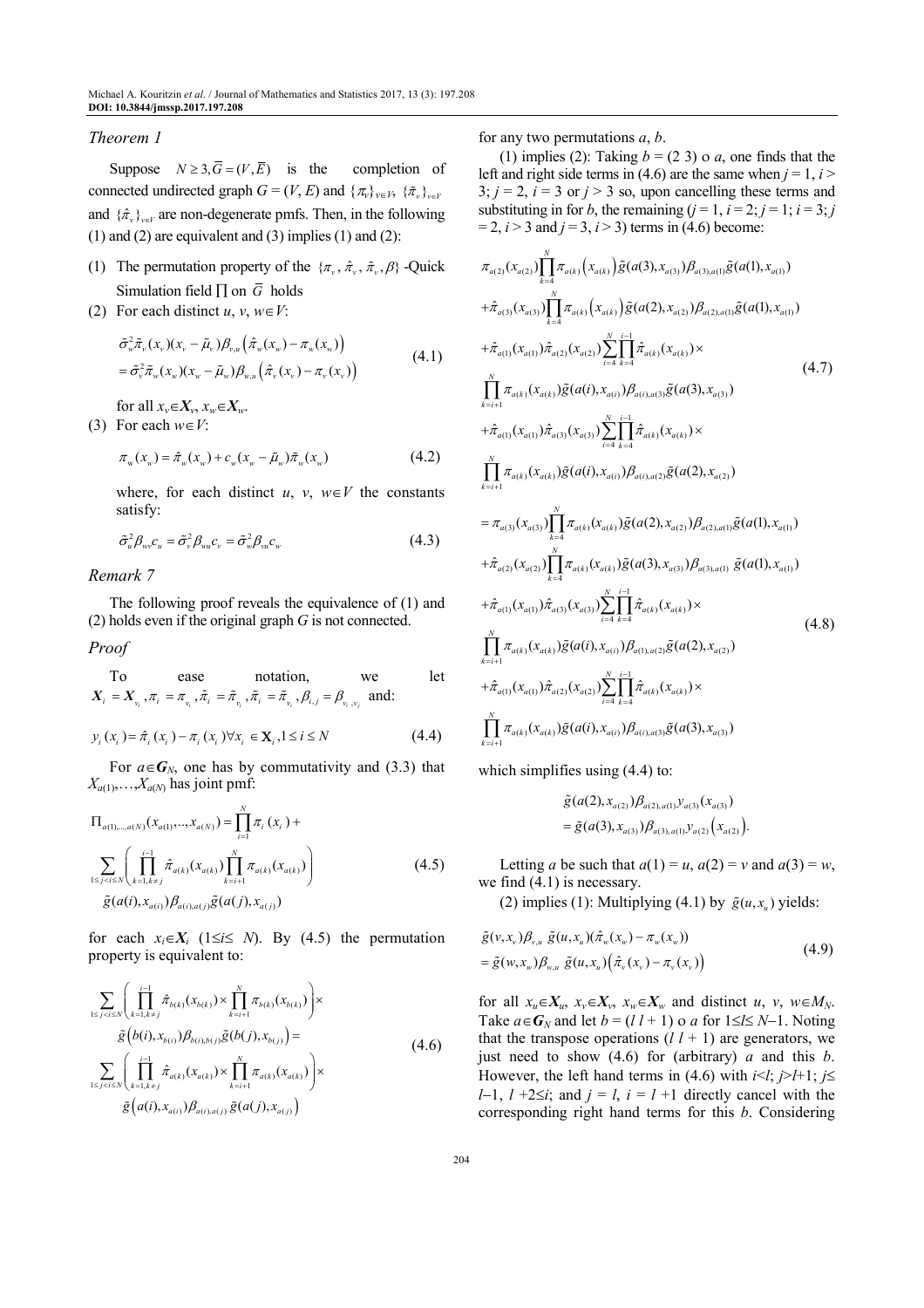### Theorem 1

Suppose $N \geq 3, \bar{G} = (V, \bar{E})$ is the completion of connected undirected graph $G = (V, E)$ and $\{\pi_v\}_{v\in V}$, $\{\tilde{\pi}_v\}_{v\in V}$ and $\{\hat{\pi}_v\}_{v\in V}$ are non-degenerate pmfs. Then, in the following (1) and (2) are equivalent and (3) implies (1) and (2):

(1) The permutation property of the $\{\pi_v, \hat{\pi}_v, \tilde{\pi}_v, \beta\}$ -Quick Simulation field $\prod$ on $\bar{G}$ holds

(2) For each distinct $u, v, w \in V$:

$$\tilde{\sigma}_w^2 \tilde{\pi}_v(x_v)(x_v - \tilde{\mu}_v)\beta_{v,u}\left(\hat{\pi}_w(x_w) - \pi_w(x_w)\right) = \tilde{\sigma}_v^2 \tilde{\pi}_w(x_w)(x_w - \tilde{\mu}_w)\beta_{w,u}\left(\hat{\pi}_v(x_v) - \pi_v(x_v)\right) \tag{4.1}$$

for all $x_v \in \boldsymbol{X}_v$, $x_w \in \boldsymbol{X}_w$.

(3) For each $w \in V$:

$$\pi_w(x_w) = \hat{\pi}_w(x_w) + c_w(x_w - \tilde{\mu}_w)\tilde{\pi}_w(x_w) \tag{4.2}$$

where, for each distinct $u, v, w \in V$ the constants satisfy:

$$\tilde{\sigma}_u^2 \beta_{wv} c_u = \tilde{\sigma}_v^2 \beta_{wu} c_v = \tilde{\sigma}_w^2 \beta_{vu} c_w \tag{4.3}$$

### Remark 7

The following proof reveals the equivalence of (1) and (2) holds even if the original graph $G$ is not connected.

### Proof

To ease notation, we let $\boldsymbol{X}_i = \boldsymbol{X}_{v_i}, \pi_i = \pi_{v_i}, \hat{\pi}_i = \tilde{\pi}_{v_i}, \tilde{\pi}_i = \tilde{\pi}_{v_i}, \beta_{i,j} = \beta_{v_i, v_j}$ and:

$$y_i(x_i) = \hat{\pi}_i(x_i) - \pi_i(x_i) \forall x_i \in \mathbf{X}_i, 1 \leq i \leq N \tag{4.4}$$

For $a \in \boldsymbol{G}_N$, one has by commutativity and (3.3) that $X_{a(1)}, \ldots, X_{a(N)}$ has joint pmf:

$$\Pi_{a(1),\ldots,a(N)}(x_{a(1)}, \ldots, x_{a(N)}) = \prod_{i=1}^{N} \pi_i(x_i) + \sum_{1\leq j<i\leq N} \left( \prod_{k=1, k\neq j}^{i-1} \hat{\pi}_{a(k)}(x_{a(k)}) \prod_{k=i+1}^{N} \pi_{a(k)}(x_{a(k)}) \right) \tilde{g}(a(i), x_{a(i)}) \beta_{a(i),a(j)} \tilde{g}(a(j), x_{a(j)}) \tag{4.5}$$

for each $x_i \in \boldsymbol{X}_i$ ($1 \leq i \leq N$). By (4.5) the permutation property is equivalent to:

$$\sum_{1\leq j<i\leq N} \left( \prod_{k=1,k\neq j}^{i-1} \hat{\pi}_{b(k)}(x_{b(k)}) \times \prod_{k=i+1}^{N} \pi_{b(k)}(x_{b(k)}) \right) \times \tilde{g}\left(b(i), x_{b(i)}\right) \beta_{b(i),b(j)} \tilde{g}(b(j), x_{b(j)}) = \sum_{1\leq j<i\leq N} \left( \prod_{k=1,k\neq j}^{i-1} \hat{\pi}_{a(k)}(x_{a(k)}) \times \prod_{k=i+1}^{N} \pi_{a(k)}(x_{a(k)}) \right) \times \tilde{g}\left(a(i), x_{a(i)}\right) \beta_{a(i),a(j)} \tilde{g}\left(a(j), x_{a(j)}\right) \tag{4.6}$$

for any two permutations $a$, $b$.

(1) implies (2): Taking $b = (2\ 3) \circ a$, one finds that the left and right side terms in (4.6) are the same when $j = 1$, $i > 3$; $j = 2$, $i = 3$ or $j > 3$ so, upon cancelling these terms and substituting in for $b$, the remaining ($j = 1$, $i = 2$; $j = 1$; $i = 3$; $j = 2$, $i > 3$ and $j = 3$, $i > 3$) terms in (4.6) become:

$$\begin{aligned}
&\pi_{a(2)}(x_{a(2)}) \prod_{k=4}^{N} \pi_{a(k)}\left(x_{a(k)}\right) \tilde{g}(a(3), x_{a(3)}) \beta_{a(3),a(1)} \tilde{g}(a(1), x_{a(1)}) \\
&+ \hat{\pi}_{a(3)}(x_{a(3)}) \prod_{k=4}^{N} \pi_{a(k)}\left(x_{a(k)}\right) \tilde{g}(a(2), x_{a(2)}) \beta_{a(2),a(1)} \tilde{g}(a(1), x_{a(1)}) \\
&+ \hat{\pi}_{a(1)}(x_{a(1)}) \hat{\pi}_{a(2)}(x_{a(2)}) \sum_{i=4}^{N} \prod_{k=4}^{i-1} \hat{\pi}_{a(k)}(x_{a(k)}) \times \\
&\prod_{k=i+1}^{N} \pi_{a(k)}(x_{a(k)}) \tilde{g}(a(i), x_{a(i)}) \beta_{a(i),a(3)} \tilde{g}(a(3), x_{a(3)}) \\
&+ \hat{\pi}_{a(1)}(x_{a(1)}) \hat{\pi}_{a(3)}(x_{a(3)}) \sum_{i=4}^{N} \prod_{k=4}^{i-1} \hat{\pi}_{a(k)}(x_{a(k)}) \times \\
&\prod_{k=i+1}^{N} \pi_{a(k)}(x_{a(k)}) \tilde{g}(a(i), x_{a(i)}) \beta_{a(i),a(2)} \tilde{g}(a(2), x_{a(2)})
\end{aligned} \tag{4.7}$$

$$\begin{aligned}
&= \pi_{a(3)}(x_{a(3)}) \prod_{k=4}^{N} \pi_{a(k)}(x_{a(k)}) \tilde{g}(a(2), x_{a(2)}) \beta_{a(2),a(1)} \tilde{g}(a(1), x_{a(1)}) \\
&+ \hat{\pi}_{a(2)}(x_{a(2)}) \prod_{k=4}^{N} \pi_{a(k)}(x_{a(k)}) \tilde{g}(a(3), x_{a(3)}) \beta_{a(3),a(1)} \tilde{g}(a(1), x_{a(1)}) \\
&+ \hat{\pi}_{a(1)}(x_{a(1)}) \hat{\pi}_{a(3)}(x_{a(3)}) \sum_{i=4}^{N} \prod_{k=4}^{i-1} \hat{\pi}_{a(k)}(x_{a(k)}) \times \\
&\prod_{k=i+1}^{N} \pi_{a(k)}(x_{a(k)}) \tilde{g}(a(i), x_{a(i)}) \beta_{a(1),a(2)} \tilde{g}(a(2), x_{a(2)}) \\
&+ \hat{\pi}_{a(1)}(x_{a(1)}) \hat{\pi}_{a(2)}(x_{a(2)}) \sum_{i=4}^{N} \prod_{k=4}^{i-1} \hat{\pi}_{a(k)}(x_{a(k)}) \times \\
&\prod_{k=i+1}^{N} \pi_{a(k)}(x_{a(k)}) \tilde{g}(a(i), x_{a(i)}) \beta_{a(i),a(3)} \tilde{g}(a(3), x_{a(3)})
\end{aligned} \tag{4.8}$$

which simplifies using (4.4) to:

$$\tilde{g}(a(2), x_{a(2)}) \beta_{a(2),a(1)} y_{a(3)}(x_{a(3)}) = \tilde{g}(a(3), x_{a(3)}) \beta_{a(3),a(1)} y_{a(2)}\left(x_{a(2)}\right).$$

Letting $a$ be such that $a(1) = u$, $a(2) = v$ and $a(3) = w$, we find (4.1) is necessary.

(2) implies (1): Multiplying (4.1) by $\tilde{g}(u, x_u)$ yields:

$$\tilde{g}(v, x_v) \beta_{v,u}\ \tilde{g}(u, x_u)(\hat{\pi}_w(x_w) - \pi_w(x_w)) = \tilde{g}(w, x_w) \beta_{w,u}\ \tilde{g}(u, x_u)\left(\hat{\pi}_v(x_v) - \pi_v(x_v)\right) \tag{4.9}$$

for all $x_u \in \boldsymbol{X}_u$, $x_v \in \boldsymbol{X}_v$, $x_w \in \boldsymbol{X}_w$ and distinct $u$, $v$, $w \in M_N$. Take $a \in \boldsymbol{G}_N$ and let $b = (l\ l+1) \circ a$ for $1 \leq l \leq N-1$. Noting that the transpose operations $(l\ l+1)$ are generators, we just need to show (4.6) for (arbitrary) $a$ and this $b$. However, the left hand terms in (4.6) with $i<l$; $j>l+1$; $j \leq l-1$, $l+2 \leq i$; and $j = l$, $i = l+1$ directly cancel with the corresponding right hand terms for this $b$. Considering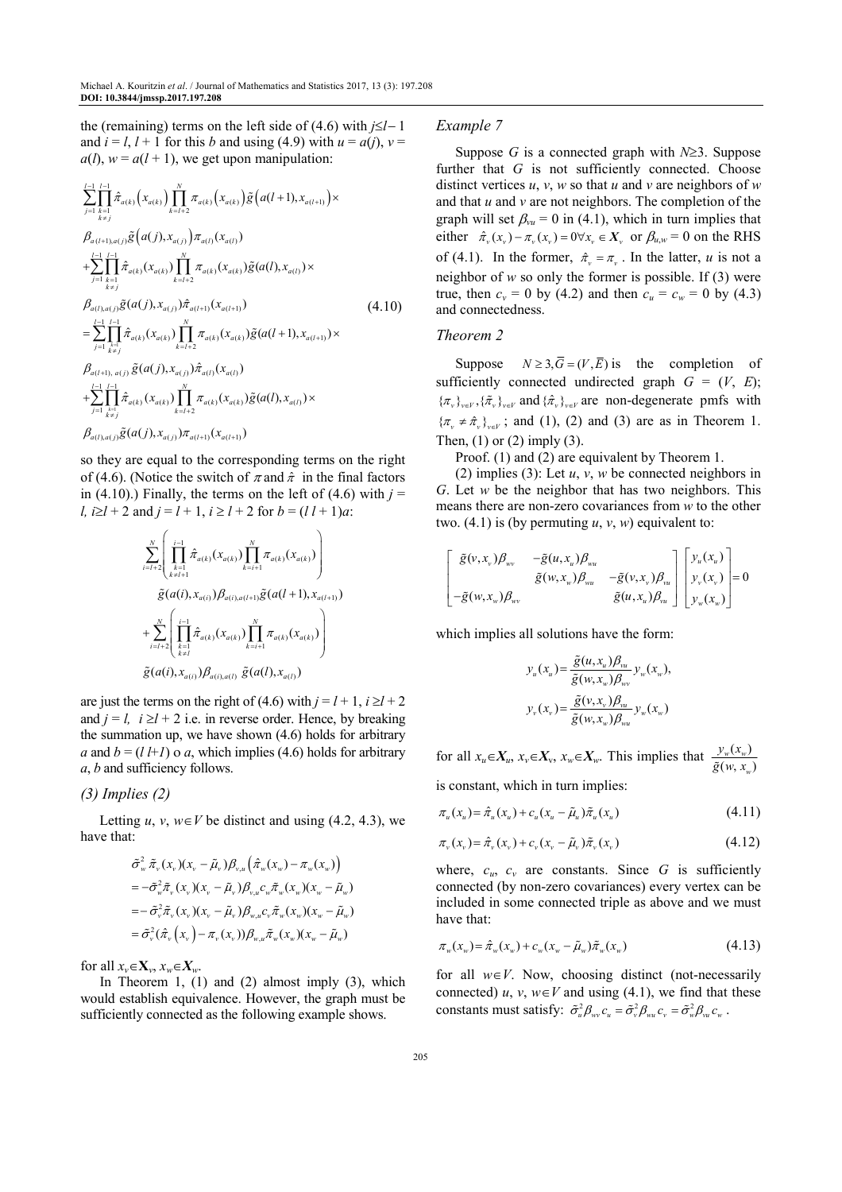the (remaining) terms on the left side of (4.6) with $j \le l-1$ and $i = l, l+1$ for this $b$ and using (4.9) with $u = a(j)$, $v = a(l)$, $w = a(l+1)$, we get upon manipulation:

$$
\begin{aligned}
&\sum_{j=1}^{l-1}\prod_{\substack{k=1\\k\neq j}}^{l-1}\hat{\pi}_{a(k)}\left(x_{a(k)}\right)\prod_{k=l+2}^{N}\pi_{a(k)}\left(x_{a(k)}\right)\tilde{g}\left(a(l+1),x_{a(l+1)}\right)\times\\
&\beta_{a(l+1),a(j)}\tilde{g}\left(a(j),x_{a(j)}\right)\pi_{a(l)}(x_{a(l)})\\
&+\sum_{j=1}^{l-1}\prod_{\substack{k=1\\k\neq j}}^{l-1}\hat{\pi}_{a(k)}(x_{a(k)})\prod_{k=l+2}^{N}\pi_{a(k)}(x_{a(k)})\tilde{g}(a(l),x_{a(l)})\times\\
&\beta_{a(l),a(j)}\tilde{g}(a(j),x_{a(j)})\hat{\pi}_{a(l+1)}(x_{a(l+1)}) \qquad\qquad (4.10)\\
&=\sum_{j=1}^{l-1}\prod_{\substack{k=1\\k\neq j}}^{l-1}\hat{\pi}_{a(k)}(x_{a(k)})\prod_{k=l+2}^{N}\pi_{a(k)}(x_{a(k)})\tilde{g}(a(l+1),x_{a(l+1)})\times\\
&\beta_{a(l+1),\,a(j)}\tilde{g}(a(j),x_{a(j)})\hat{\pi}_{a(l)}(x_{a(l)})\\
&+\sum_{j=1}^{l-1}\prod_{\substack{k=1\\k\neq j}}^{l-1}\hat{\pi}_{a(k)}(x_{a(k)})\prod_{k=l+2}^{N}\pi_{a(k)}(x_{a(k)})\tilde{g}(a(l),x_{a(l)})\times\\
&\beta_{a(l),a(j)}\tilde{g}(a(j),x_{a(j)})\pi_{a(l+1)}(x_{a(l+1)})
\end{aligned}
$$

so they are equal to the corresponding terms on the right of (4.6). (Notice the switch of $\pi$ and $\hat{\pi}$ in the final factors in (4.10).) Finally, the terms on the left of (4.6) with $j = l$, $i \ge l+2$ and $j = l+1$, $i \ge l+2$ for $b = (l\ l+1)a$:

$$
\begin{aligned}
&\sum_{i=l+2}^{N}\left(\prod_{\substack{k=1\\k\neq l+1}}^{i-1}\hat{\pi}_{a(k)}(x_{a(k)})\prod_{k=i+1}^{N}\pi_{a(k)}(x_{a(k)})\right)\\
&\qquad\tilde{g}(a(i),x_{a(i)})\beta_{a(i),a(l+1)}\tilde{g}(a(l+1),x_{a(l+1)})\\
&+\sum_{i=l+2}^{N}\left(\prod_{\substack{k=1\\k\neq l}}^{i-1}\hat{\pi}_{a(k)}(x_{a(k)})\prod_{k=i+1}^{N}\pi_{a(k)}(x_{a(k)})\right)\\
&\qquad\tilde{g}(a(i),x_{a(i)})\beta_{a(i),a(l)}\ \tilde{g}(a(l),x_{a(l)})
\end{aligned}
$$

are just the terms on the right of (4.6) with $j = l+1$, $i \ge l+2$ and $j = l$, $i \ge l+2$ i.e. in reverse order. Hence, by breaking the summation up, we have shown (4.6) holds for arbitrary $a$ and $b = (l\ l+1) \circ a$, which implies (4.6) holds for arbitrary $a$, $b$ and sufficiency follows.

### *(3) Implies (2)*

Letting $u, v, w \in V$ be distinct and using (4.2, 4.3), we have that:

$$
\begin{aligned}
&\tilde{\sigma}_w^2\,\tilde{\pi}_v(x_v)(x_v-\tilde{\mu}_v)\beta_{v,u}\left(\hat{\pi}_w(x_w)-\pi_w(x_w)\right)\\
&=-\tilde{\sigma}_v^2\tilde{\pi}_v(x_v)(x_v-\tilde{\mu}_v)\beta_{v,u}c_w\tilde{\pi}_w(x_w)(x_w-\tilde{\mu}_w)\\
&=-\tilde{\sigma}_v^2\tilde{\pi}_v(x_v)(x_v-\tilde{\mu}_v)\beta_{w,u}c_v\tilde{\pi}_w(x_w)(x_w-\tilde{\mu}_w)\\
&=\tilde{\sigma}_v^2(\hat{\pi}_v(x_v)-\pi_v(x_v))\beta_{w,u}\tilde{\pi}_w(x_w)(x_w-\tilde{\mu}_w)
\end{aligned}
$$

for all $x_v \in \mathbf{X}_v$, $x_w \in \boldsymbol{X}_w$.

In Theorem 1, (1) and (2) almost imply (3), which would establish equivalence. However, the graph must be sufficiently connected as the following example shows.

### *Example 7*

Suppose $G$ is a connected graph with $N \ge 3$. Suppose further that $G$ is not sufficiently connected. Choose distinct vertices $u$, $v$, $w$ so that $u$ and $v$ are neighbors of $w$ and that $u$ and $v$ are not neighbors. The completion of the graph will set $\beta_{vu} = 0$ in (4.1), which in turn implies that either $\hat{\pi}_v(x_v) - \pi_v(x_v) = 0 \forall x_v \in \boldsymbol{X}_v$ or $\beta_{u,w} = 0$ on the RHS of (4.1). In the former, $\hat{\pi}_v = \pi_v$. In the latter, $u$ is not a neighbor of $w$ so only the former is possible. If (3) were true, then $c_v = 0$ by (4.2) and then $c_u = c_w = 0$ by (4.3) and connectedness.

### *Theorem 2*

Suppose $N \ge 3, \overline{G} = (V, \overline{E})$ is the completion of sufficiently connected undirected graph $G = (V, E)$; $\{\pi_v\}_{v\in V}, \{\tilde{\pi}_v\}_{v\in V}$ and $\{\hat{\pi}_v\}_{v\in V}$ are non-degenerate pmfs with $\{\pi_v \ne \hat{\pi}_v\}_{v\in V}$; and (1), (2) and (3) are as in Theorem 1. Then, (1) or (2) imply (3).

Proof. (1) and (2) are equivalent by Theorem 1.

(2) implies (3): Let $u$, $v$, $w$ be connected neighbors in $G$. Let $w$ be the neighbor that has two neighbors. This means there are non-zero covariances from $w$ to the other two. (4.1) is (by permuting $u$, $v$, $w$) equivalent to:

$$
\begin{bmatrix}
\tilde{g}(v,x_v)\beta_{wv} & -\tilde{g}(u,x_u)\beta_{wu} & \\
 & \tilde{g}(w,x_w)\beta_{wu} & -\tilde{g}(v,x_v)\beta_{vu}\\
-\tilde{g}(w,x_w)\beta_{wv} & & \tilde{g}(u,x_u)\beta_{vu}
\end{bmatrix}
\begin{bmatrix}
y_u(x_u)\\ y_v(x_v)\\ y_w(x_w)
\end{bmatrix}=0
$$

which implies all solutions have the form:

$$
y_u(x_u)=\frac{\tilde{g}(u,x_u)\beta_{vu}}{\tilde{g}(w,x_w)\beta_{wv}}y_w(x_w),
$$

$$
y_v(x_v)=\frac{\tilde{g}(v,x_v)\beta_{vu}}{\tilde{g}(w,x_w)\beta_{wu}}y_w(x_w)
$$

for all $x_u \in \boldsymbol{X}_u$, $x_v \in \boldsymbol{X}_v$, $x_w \in \boldsymbol{X}_w$. This implies that $\dfrac{y_w(x_w)}{\tilde{g}(w,x_w)}$ is constant, which in turn implies:

$$
\pi_u(x_u) = \hat{\pi}_u(x_u) + c_u(x_u - \tilde{\mu}_u)\tilde{\pi}_u(x_u) \tag{4.11}
$$

$$
\pi_v(x_v) = \hat{\pi}_v(x_v) + c_v(x_v - \tilde{\mu}_v)\tilde{\pi}_v(x_v) \tag{4.12}
$$

where, $c_u$, $c_v$ are constants. Since $G$ is sufficiently connected (by non-zero covariances) every vertex can be included in some connected triple as above and we must have that:

$$
\pi_w(x_w) = \hat{\pi}_w(x_w) + c_w(x_w - \tilde{\mu}_w)\tilde{\pi}_w(x_w) \tag{4.13}
$$

for all $w \in V$. Now, choosing distinct (not-necessarily connected) $u, v, w \in V$ and using (4.1), we find that these constants must satisfy: $\tilde{\sigma}_u^2\beta_{wv}c_u = \tilde{\sigma}_v^2\beta_{wu}c_v = \tilde{\sigma}_w^2\beta_{vu}c_w$.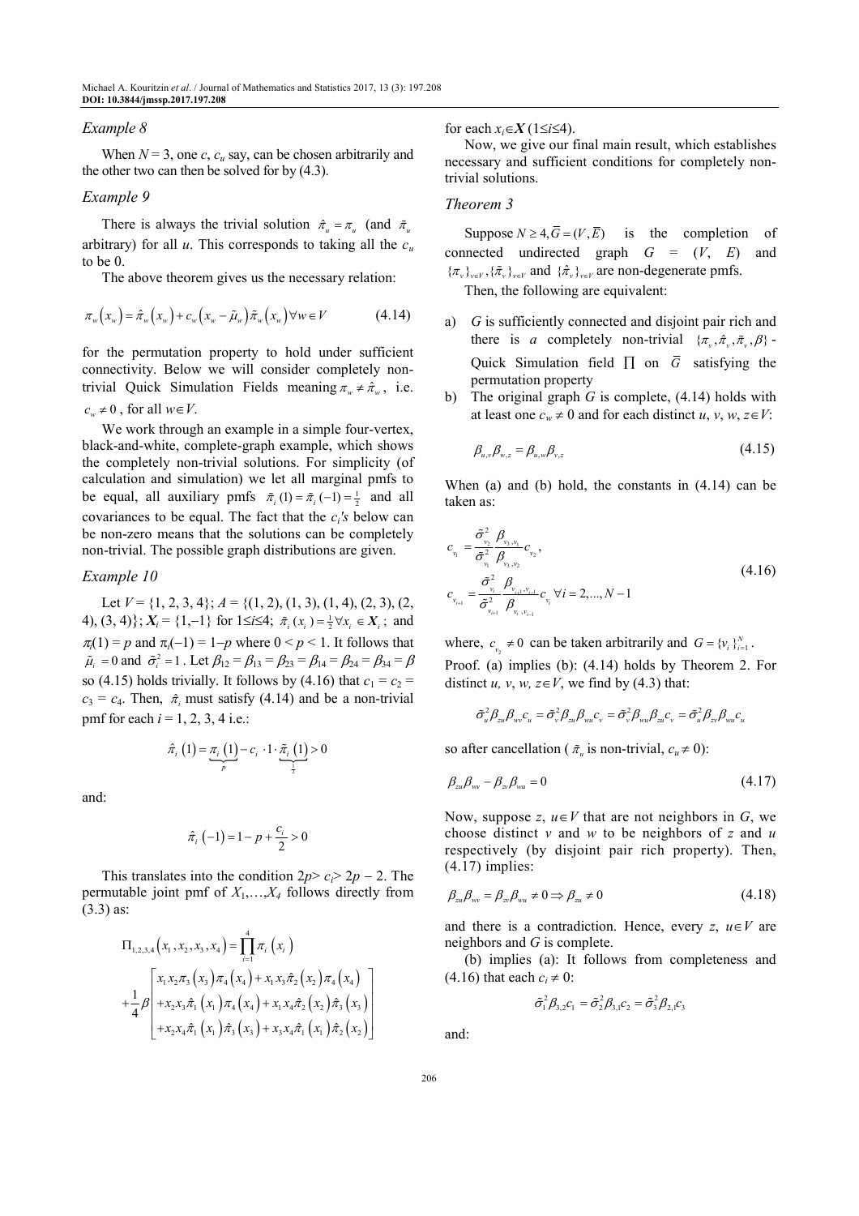### Example 8

When $N = 3$, one $c$, $c_u$ say, can be chosen arbitrarily and the other two can then be solved for by (4.3).

### Example 9

There is always the trivial solution $\hat{\pi}_u = \pi_u$ (and $\tilde{\pi}_u$ arbitrary) for all $u$. This corresponds to taking all the $c_u$ to be 0.

The above theorem gives us the necessary relation:

$$\pi_w\left(x_w\right) = \hat{\pi}_w\left(x_w\right) + c_w\left(x_w - \tilde{\mu}_w\right)\tilde{\pi}_w\left(x_w\right) \forall w \in V \tag{4.14}$$

for the permutation property to hold under sufficient connectivity. Below we will consider completely non-trivial Quick Simulation Fields meaning $\pi_w \neq \hat{\pi}_w$, i.e. $c_w \neq 0$, for all $w \in V$.

We work through an example in a simple four-vertex, black-and-white, complete-graph example, which shows the completely non-trivial solutions. For simplicity (of calculation and simulation) we let all marginal pmfs to be equal, all auxiliary pmfs $\tilde{\pi}_i(1) = \tilde{\pi}_i(-1) = \frac{1}{2}$ and all covariances to be equal. The fact that the $c_i$'s below can be non-zero means that the solutions can be completely non-trivial. The possible graph distributions are given.

### Example 10

Let $V = \{1, 2, 3, 4\}$; $A = \{(1, 2), (1, 3), (1, 4), (2, 3), (2, 4), (3, 4)\}$; $\boldsymbol{X}_i = \{1, -1\}$ for $1 \leq i \leq 4$; $\tilde{\pi}_i(x_i) = \frac{1}{2} \forall x_i \in \boldsymbol{X}_i$; and $\pi_i(1) = p$ and $\pi_i(-1) = 1-p$ where $0 < p < 1$. It follows that $\tilde{\mu}_i = 0$ and $\tilde{\sigma}_i^2 = 1$. Let $\beta_{12} = \beta_{13} = \beta_{23} = \beta_{14} = \beta_{24} = \beta_{34} = \beta$ so (4.15) holds trivially. It follows by (4.16) that $c_1 = c_2 = c_3 = c_4$. Then, $\hat{\pi}_i$ must satisfy (4.14) and be a non-trivial pmf for each $i = 1, 2, 3, 4$ i.e.:

$$\hat{\pi}_i\left(1\right) = \underbrace{\pi_i\left(1\right)}_{p} - c_i \cdot 1 \cdot \underbrace{\tilde{\pi}_i\left(1\right)}_{\frac{1}{2}} > 0$$

and:

$$\hat{\pi}_i\left(-1\right) = 1 - p + \frac{c_i}{2} > 0$$

This translates into the condition $2p > c_i > 2p - 2$. The permutable joint pmf of $X_1, \ldots, X_4$ follows directly from (3.3) as:

$$\Pi_{1,2,3,4}\left(x_1, x_2, x_3, x_4\right) = \prod_{i=1}^{4} \pi_i\left(x_i\right) + \frac{1}{4}\beta \begin{bmatrix} x_1 x_2 \pi_3\left(x_3\right)\pi_4\left(x_4\right) + x_1 x_3 \hat{\pi}_2\left(x_2\right)\pi_4\left(x_4\right) \\ + x_2 x_3 \hat{\pi}_1\left(x_1\right)\pi_4\left(x_4\right) + x_1 x_4 \hat{\pi}_2\left(x_2\right)\hat{\pi}_3\left(x_3\right) \\ + x_2 x_4 \hat{\pi}_1\left(x_1\right)\hat{\pi}_3\left(x_3\right) + x_3 x_4 \hat{\pi}_1\left(x_1\right)\hat{\pi}_2\left(x_2\right) \end{bmatrix}$$

for each $x_i \in \boldsymbol{X}$ $(1 \leq i \leq 4)$.

Now, we give our final main result, which establishes necessary and sufficient conditions for completely non-trivial solutions.

### Theorem 3

Suppose $N \geq 4, \overline{G} = (V, \overline{E})$ is the completion of connected undirected graph $G = (V, E)$ and $\{\pi_v\}_{v \in V}, \{\tilde{\pi}_v\}_{v \in V}$ and $\{\hat{\pi}_v\}_{v \in V}$ are non-degenerate pmfs.

Then, the following are equivalent:

a) $G$ is sufficiently connected and disjoint pair rich and there is *a* completely non-trivial $\{\pi_v, \hat{\pi}_v, \tilde{\pi}_v, \beta\}$ - Quick Simulation field $\prod$ on $\overline{G}$ satisfying the permutation property
b) The original graph $G$ is complete, (4.14) holds with at least one $c_w \neq 0$ and for each distinct $u, v, w, z \in V$:

$$\beta_{u,v}\beta_{w,z} = \beta_{u,w}\beta_{v,z} \tag{4.15}$$

When (a) and (b) hold, the constants in (4.14) can be taken as:

$$\begin{aligned} c_{v_1} &= \frac{\tilde{\sigma}_{v_2}^2}{\tilde{\sigma}_{v_1}^2}\frac{\beta_{v_3,v_1}}{\beta_{v_3,v_2}}c_{v_2}, \\ c_{v_{i+1}} &= \frac{\tilde{\sigma}_{v_i}^2}{\tilde{\sigma}_{v_{i+1}}^2}\frac{\beta_{v_{i+1},v_{i-1}}}{\beta_{v_i,v_{i-1}}}c_{v_i} \; \forall i = 2, \ldots, N-1 \end{aligned} \tag{4.16}$$

where, $c_{v_2} \neq 0$ can be taken arbitrarily and $G = \{v_i\}_{i=1}^N$.

Proof. (a) implies (b): (4.14) holds by Theorem 2. For distinct $u, v, w, z \in V$, we find by (4.3) that:

$$\tilde{\sigma}_u^2 \beta_{zu}\beta_{wv}c_u = \tilde{\sigma}_v^2 \beta_{zu}\beta_{wu}c_v = \tilde{\sigma}_v^2 \beta_{wu}\beta_{zu}c_v = \tilde{\sigma}_u^2 \beta_{zv}\beta_{wu}c_u$$

so after cancellation ($\tilde{\pi}_u$ is non-trivial, $c_u \neq 0$):

$$\beta_{zu}\beta_{wv} - \beta_{zv}\beta_{wu} = 0 \tag{4.17}$$

Now, suppose $z, u \in V$ that are not neighbors in $G$, we choose distinct $v$ and $w$ to be neighbors of $z$ and $u$ respectively (by disjoint pair rich property). Then, (4.17) implies:

$$\beta_{zu}\beta_{wv} = \beta_{zv}\beta_{wu} \neq 0 \Rightarrow \beta_{zu} \neq 0 \tag{4.18}$$

and there is a contradiction. Hence, every $z, u \in V$ are neighbors and $G$ is complete.

(b) implies (a): It follows from completeness and (4.16) that each $c_i \neq 0$:

$$\tilde{\sigma}_1^2 \beta_{3,2}c_1 = \tilde{\sigma}_2^2 \beta_{3,1}c_2 = \tilde{\sigma}_3^2 \beta_{2,1}c_3$$

and: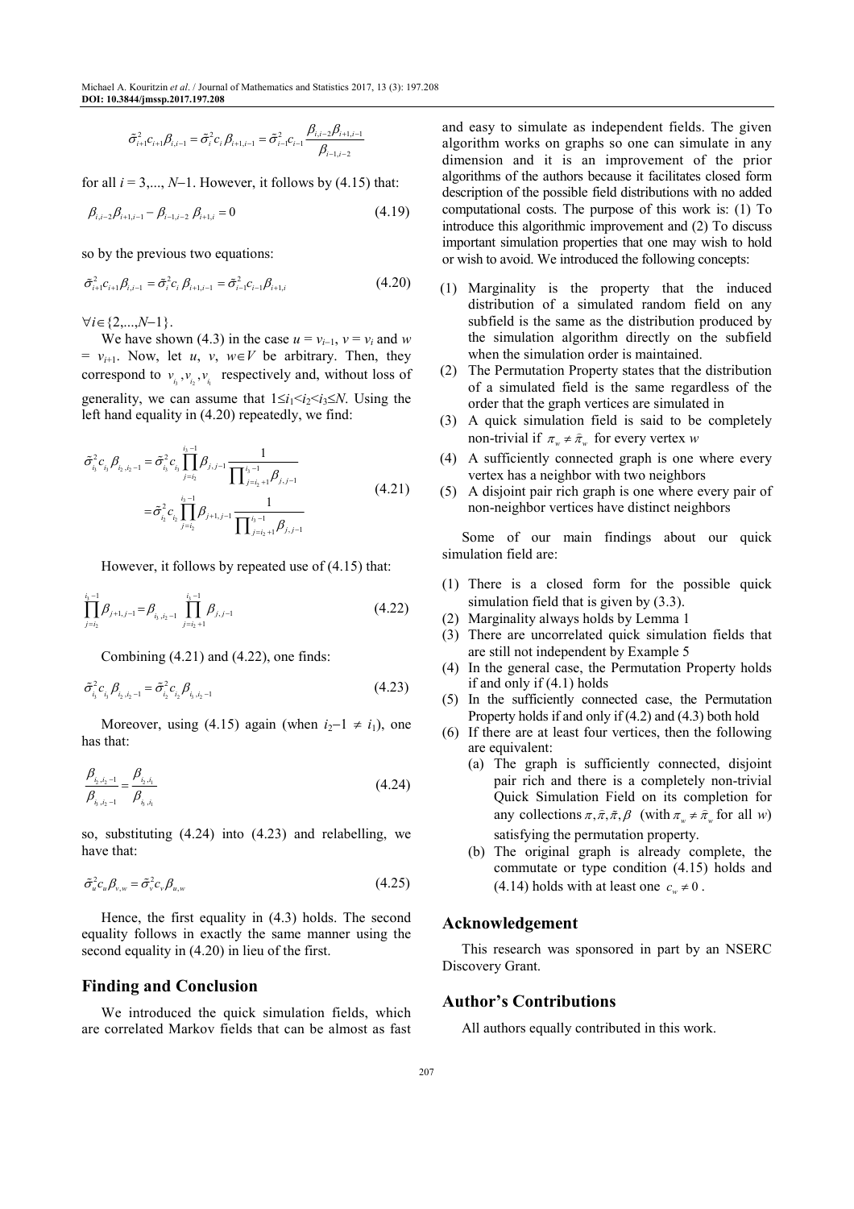$$\tilde{\sigma}_{i+1}^2 c_{i+1}\beta_{i,i-1} = \tilde{\sigma}_i^2 c_i \beta_{i+1,i-1} = \tilde{\sigma}_{i-1}^2 c_{i-1} \frac{\beta_{i,i-2}\beta_{i+1,i-1}}{\beta_{i-1,i-2}}$$

for all $i = 3,..., N-1$. However, it follows by (4.15) that:

$$\beta_{i,i-2}\beta_{i+1,i-1} - \beta_{i-1,i-2}\,\beta_{i+1,i} = 0 \tag{4.19}$$

so by the previous two equations:

$$\tilde{\sigma}_{i+1}^2 c_{i+1}\beta_{i,i-1} = \tilde{\sigma}_i^2 c_i\,\beta_{i+1,i-1} = \tilde{\sigma}_{i-1}^2 c_{i-1}\beta_{i+1,i} \tag{4.20}$$

$\forall i \in \{2,...,N-1\}$.

We have shown (4.3) in the case $u = v_{i-1}$, $v = v_i$ and $w = v_{i+1}$. Now, let $u$, $v$, $w \in V$ be arbitrary. Then, they correspond to $v_{i_3}, v_{i_2}, v_{i_1}$ respectively and, without loss of generality, we can assume that $1 \le i_1 < i_2 < i_3 \le N$. Using the left hand equality in (4.20) repeatedly, we find:

$$\begin{aligned}
\tilde{\sigma}_{i_3}^2 c_{i_3}\beta_{i_2,i_2-1} &= \tilde{\sigma}_{i_3}^2 c_{i_3} \prod_{j=i_2}^{i_3-1}\beta_{j,j-1}\frac{1}{\prod_{j=i_2+1}^{i_3-1}\beta_{j,j-1}} \\
&= \tilde{\sigma}_{i_2}^2 c_{i_2} \prod_{j=i_2}^{i_3-1}\beta_{j+1,j-1}\frac{1}{\prod_{j=i_2+1}^{i_3-1}\beta_{j,j-1}}
\end{aligned} \tag{4.21}$$

However, it follows by repeated use of (4.15) that:

$$\prod_{j=i_2}^{i_3-1}\beta_{j+1,j-1} = \beta_{i_3,i_2-1}\prod_{j=i_2+1}^{i_3-1}\beta_{j,j-1} \tag{4.22}$$

Combining (4.21) and (4.22), one finds:

$$\tilde{\sigma}_{i_3}^2 c_{i_3}\beta_{i_2,i_2-1} = \tilde{\sigma}_{i_2}^2 c_{i_2}\beta_{i_3,i_2-1} \tag{4.23}$$

Moreover, using (4.15) again (when $i_2-1 \ne i_1$), one has that:

$$\frac{\beta_{i_2,i_2-1}}{\beta_{i_3,i_2-1}} = \frac{\beta_{i_2,i_1}}{\beta_{i_3,i_1}} \tag{4.24}$$

so, substituting (4.24) into (4.23) and relabelling, we have that:

$$\tilde{\sigma}_u^2 c_u \beta_{v,w} = \tilde{\sigma}_v^2 c_v \beta_{u,w} \tag{4.25}$$

Hence, the first equality in (4.3) holds. The second equality follows in exactly the same manner using the second equality in (4.20) in lieu of the first.

## Finding and Conclusion

We introduced the quick simulation fields, which are correlated Markov fields that can be almost as fast and easy to simulate as independent fields. The given algorithm works on graphs so one can simulate in any dimension and it is an improvement of the prior algorithms of the authors because it facilitates closed form description of the possible field distributions with no added computational costs. The purpose of this work is: (1) To introduce this algorithmic improvement and (2) To discuss important simulation properties that one may wish to hold or wish to avoid. We introduced the following concepts:

1. Marginality is the property that the induced distribution of a simulated random field on any subfield is the same as the distribution produced by the simulation algorithm directly on the subfield when the simulation order is maintained.
2. The Permutation Property states that the distribution of a simulated field is the same regardless of the order that the graph vertices are simulated in
3. A quick simulation field is said to be completely non-trivial if $\pi_w \ne \hat{\pi}_w$ for every vertex $w$
4. A sufficiently connected graph is one where every vertex has a neighbor with two neighbors
5. A disjoint pair rich graph is one where every pair of non-neighbor vertices have distinct neighbors

Some of our main findings about our quick simulation field are:

1. There is a closed form for the possible quick simulation field that is given by (3.3).
2. Marginality always holds by Lemma 1
3. There are uncorrelated quick simulation fields that are still not independent by Example 5
4. In the general case, the Permutation Property holds if and only if (4.1) holds
5. In the sufficiently connected case, the Permutation Property holds if and only if (4.2) and (4.3) both hold
6. If there are at least four vertices, then the following are equivalent:
   (a) The graph is sufficiently connected, disjoint pair rich and there is a completely non-trivial Quick Simulation Field on its completion for any collections $\pi, \hat{\pi}, \tilde{\pi}, \beta$ (with $\pi_w \ne \hat{\pi}_w$ for all $w$) satisfying the permutation property.
   (b) The original graph is already complete, the commutate or type condition (4.15) holds and (4.14) holds with at least one $c_w \ne 0$.

## Acknowledgement

This research was sponsored in part by an NSERC Discovery Grant.

## Author's Contributions

All authors equally contributed in this work.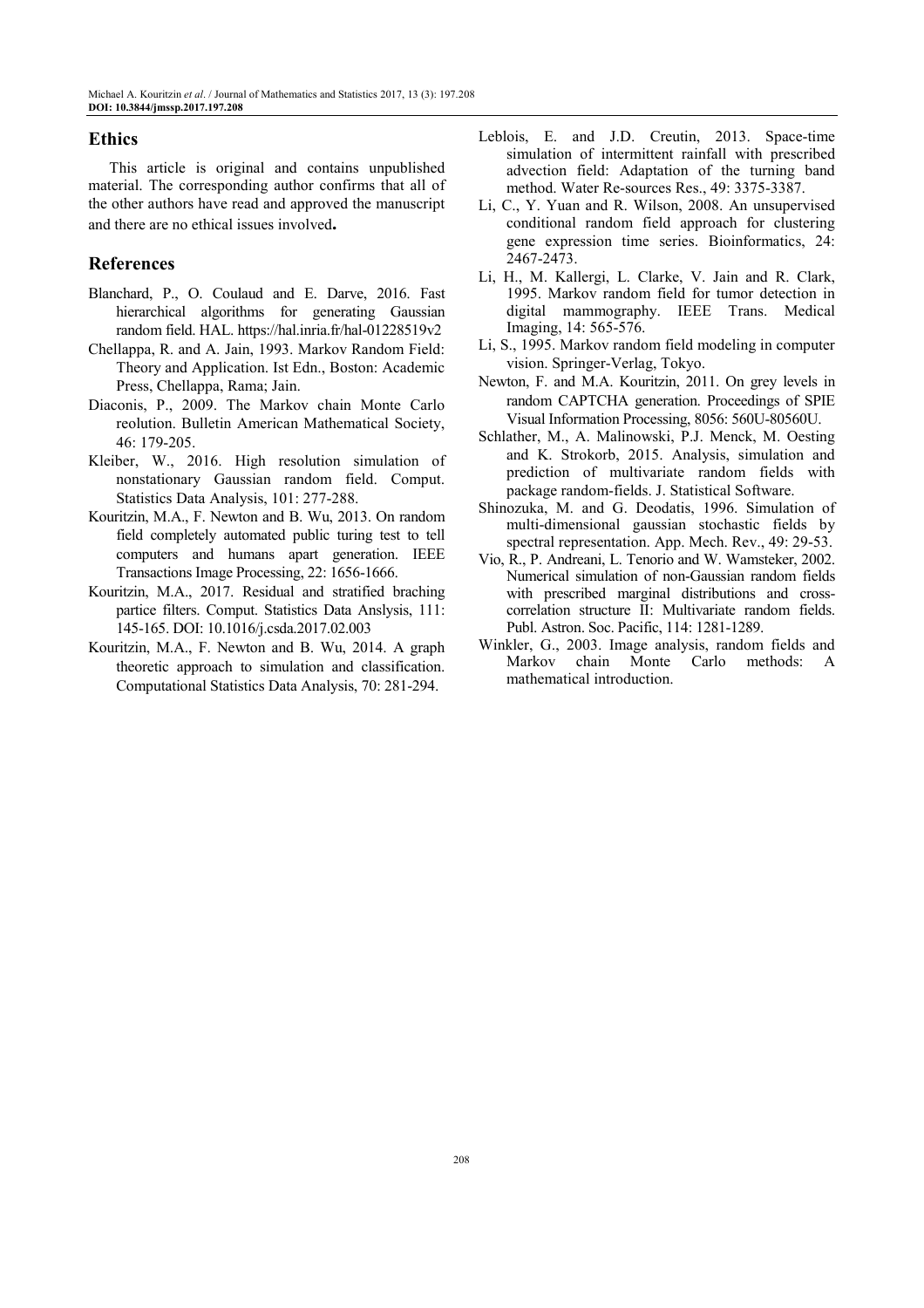## Ethics

This article is original and contains unpublished material. The corresponding author confirms that all of the other authors have read and approved the manuscript and there are no ethical issues involved**.**

## References

Blanchard, P., O. Coulaud and E. Darve, 2016. Fast hierarchical algorithms for generating Gaussian random field. HAL. https://hal.inria.fr/hal-01228519v2

Chellappa, R. and A. Jain, 1993. Markov Random Field: Theory and Application. Ist Edn., Boston: Academic Press, Chellappa, Rama; Jain.

Diaconis, P., 2009. The Markov chain Monte Carlo reolution. Bulletin American Mathematical Society, 46: 179-205.

Kleiber, W., 2016. High resolution simulation of nonstationary Gaussian random field. Comput. Statistics Data Analysis, 101: 277-288.

Kouritzin, M.A., F. Newton and B. Wu, 2013. On random field completely automated public turing test to tell computers and humans apart generation. IEEE Transactions Image Processing, 22: 1656-1666.

Kouritzin, M.A., 2017. Residual and stratified braching partice filters. Comput. Statistics Data Anslysis, 111: 145-165. DOI: 10.1016/j.csda.2017.02.003

Kouritzin, M.A., F. Newton and B. Wu, 2014. A graph theoretic approach to simulation and classification. Computational Statistics Data Analysis, 70: 281-294.

Leblois, E. and J.D. Creutin, 2013. Space-time simulation of intermittent rainfall with prescribed advection field: Adaptation of the turning band method. Water Re-sources Res., 49: 3375-3387.

Li, C., Y. Yuan and R. Wilson, 2008. An unsupervised conditional random field approach for clustering gene expression time series. Bioinformatics, 24: 2467-2473.

Li, H., M. Kallergi, L. Clarke, V. Jain and R. Clark, 1995. Markov random field for tumor detection in digital mammography. IEEE Trans. Medical Imaging, 14: 565-576.

Li, S., 1995. Markov random field modeling in computer vision. Springer-Verlag, Tokyo.

Newton, F. and M.A. Kouritzin, 2011. On grey levels in random CAPTCHA generation. Proceedings of SPIE Visual Information Processing, 8056: 560U-80560U.

Schlather, M., A. Malinowski, P.J. Menck, M. Oesting and K. Strokorb, 2015. Analysis, simulation and prediction of multivariate random fields with package random-fields. J. Statistical Software.

Shinozuka, M. and G. Deodatis, 1996. Simulation of multi-dimensional gaussian stochastic fields by spectral representation. App. Mech. Rev., 49: 29-53.

Vio, R., P. Andreani, L. Tenorio and W. Wamsteker, 2002. Numerical simulation of non-Gaussian random fields with prescribed marginal distributions and cross-correlation structure II: Multivariate random fields. Publ. Astron. Soc. Pacific, 114: 1281-1289.

Winkler, G., 2003. Image analysis, random fields and Markov chain Monte Carlo methods: A mathematical introduction.